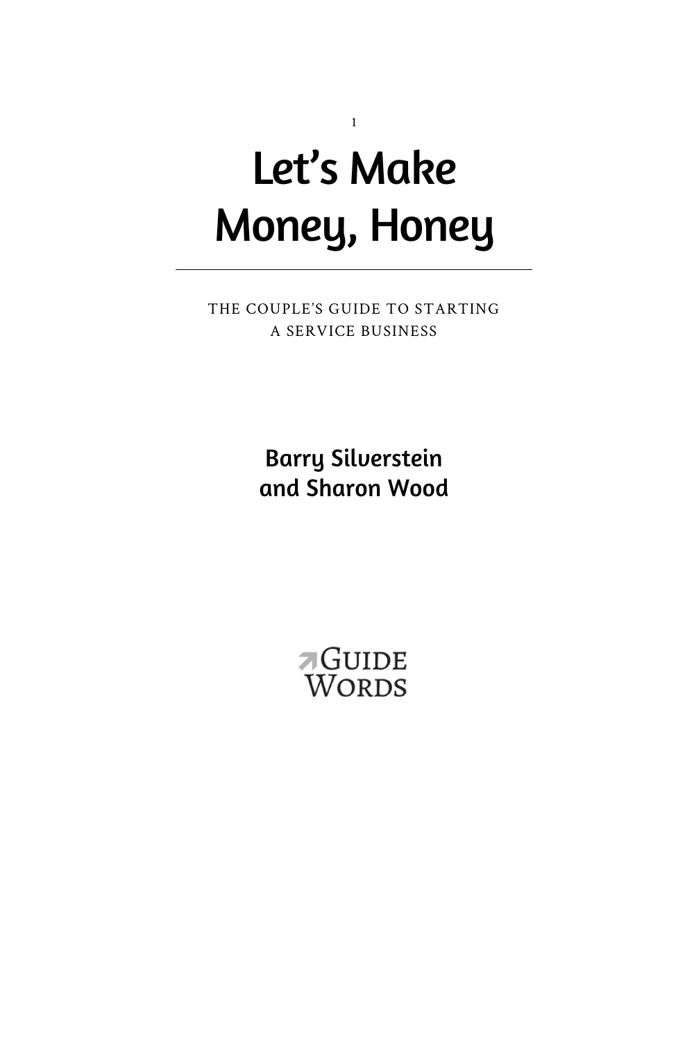# Let's Make Money, Honey

THE COUPLE'S GUIDE TO STARTING A SERVICE BUSINESS

Barry Silverstein
and Sharon Wood

GUIDE WORDS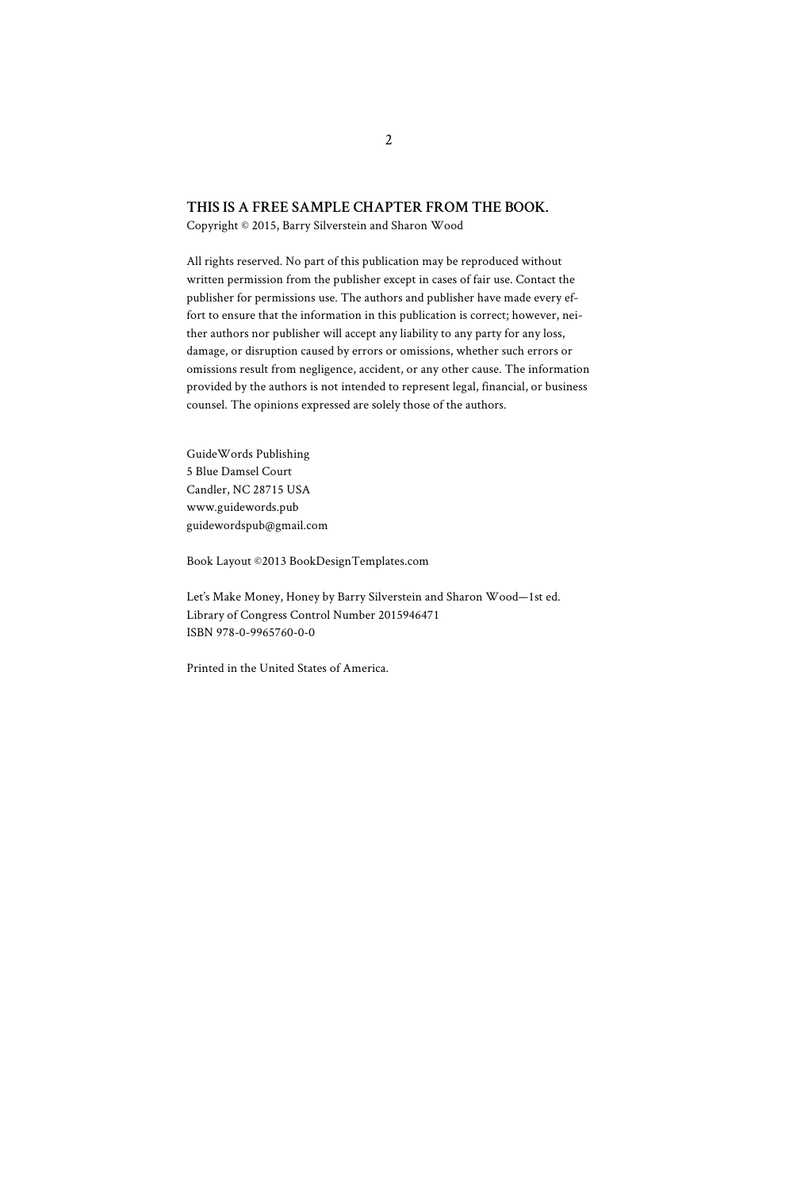**THIS IS A FREE SAMPLE CHAPTER FROM THE BOOK.**
Copyright © 2015, Barry Silverstein and Sharon Wood

All rights reserved. No part of this publication may be reproduced without written permission from the publisher except in cases of fair use. Contact the publisher for permissions use. The authors and publisher have made every effort to ensure that the information in this publication is correct; however, neither authors nor publisher will accept any liability to any party for any loss, damage, or disruption caused by errors or omissions, whether such errors or omissions result from negligence, accident, or any other cause. The information provided by the authors is not intended to represent legal, financial, or business counsel. The opinions expressed are solely those of the authors.

GuideWords Publishing
5 Blue Damsel Court
Candler, NC 28715 USA
www.guidewords.pub
guidewordspub@gmail.com

Book Layout ©2013 BookDesignTemplates.com

Let's Make Money, Honey by Barry Silverstein and Sharon Wood—1st ed.
Library of Congress Control Number 2015946471
ISBN 978-0-9965760-0-0

Printed in the United States of America.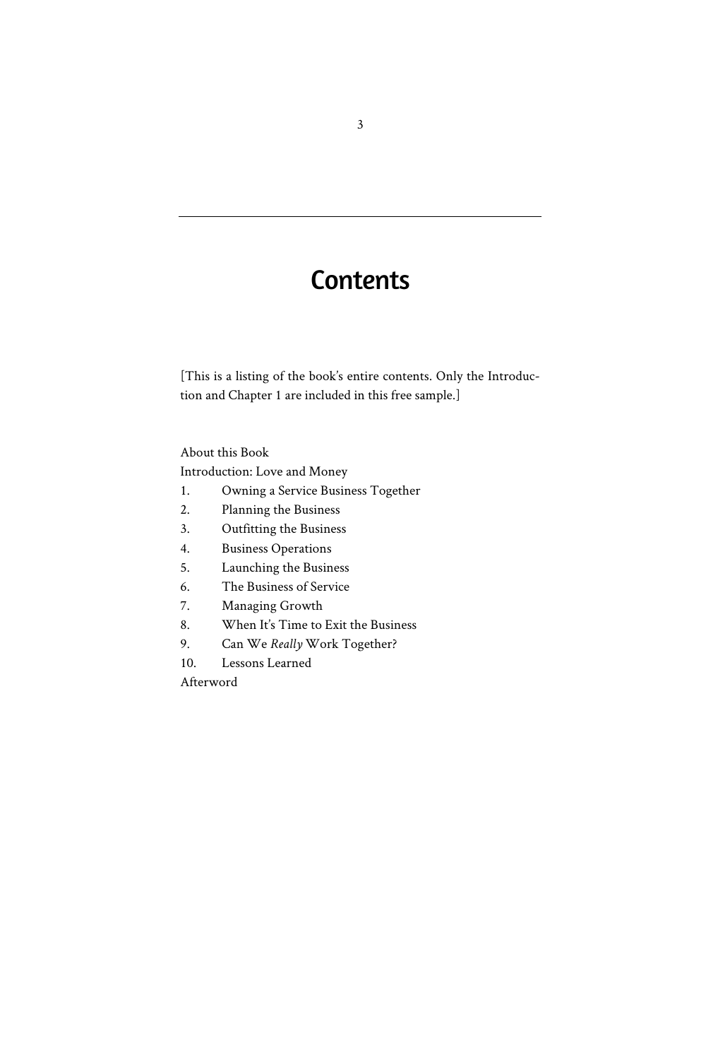# Contents

[This is a listing of the book's entire contents. Only the Introduction and Chapter 1 are included in this free sample.]

About this Book

Introduction: Love and Money

1. Owning a Service Business Together
2. Planning the Business
3. Outfitting the Business
4. Business Operations
5. Launching the Business
6. The Business of Service
7. Managing Growth
8. When It's Time to Exit the Business
9. Can We *Really* Work Together?
10. Lessons Learned

Afterword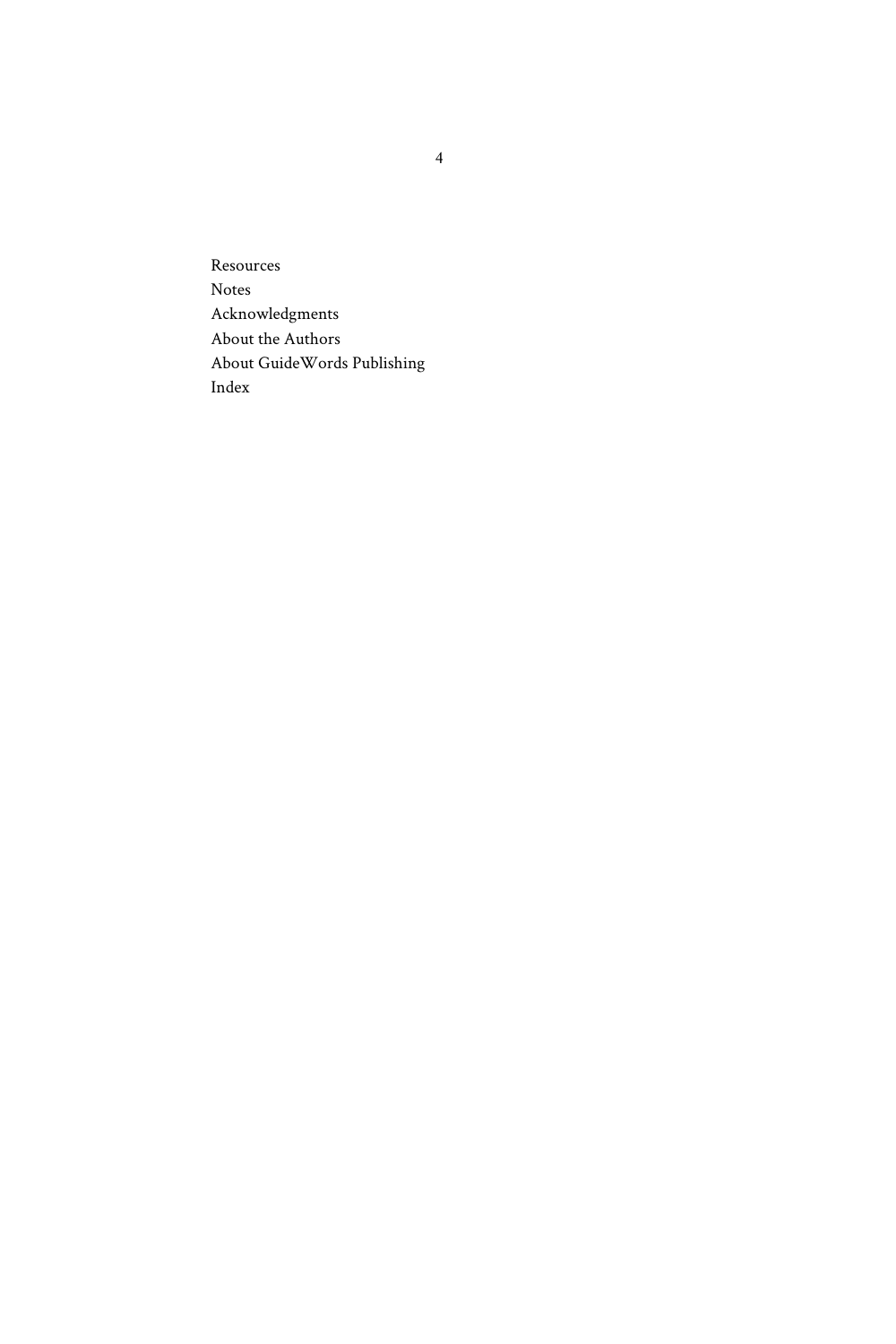Resources
Notes
Acknowledgments
About the Authors
About GuideWords Publishing
Index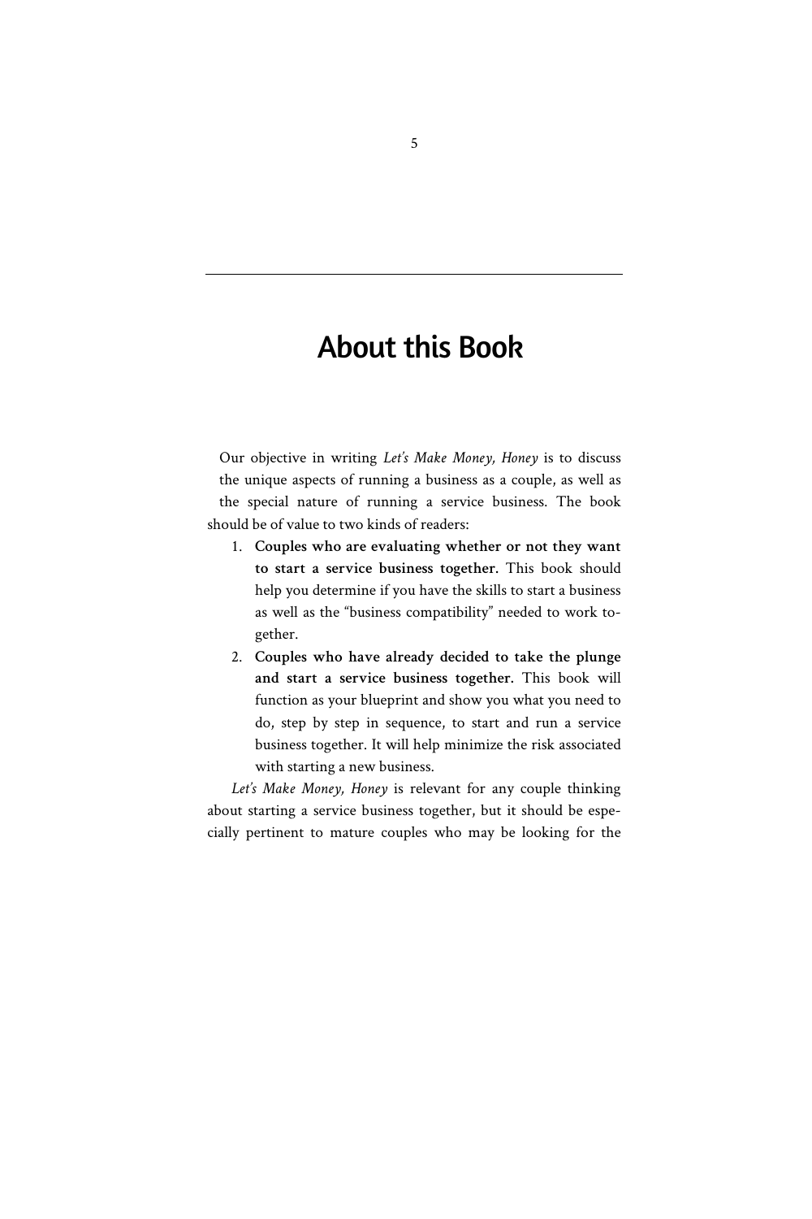# About this Book

Our objective in writing *Let's Make Money, Honey* is to discuss the unique aspects of running a business as a couple, as well as the special nature of running a service business. The book should be of value to two kinds of readers:

1. **Couples who are evaluating whether or not they want to start a service business together.** This book should help you determine if you have the skills to start a business as well as the "business compatibility" needed to work together.
2. **Couples who have already decided to take the plunge and start a service business together.** This book will function as your blueprint and show you what you need to do, step by step in sequence, to start and run a service business together. It will help minimize the risk associated with starting a new business.

*Let's Make Money, Honey* is relevant for any couple thinking about starting a service business together, but it should be especially pertinent to mature couples who may be looking for the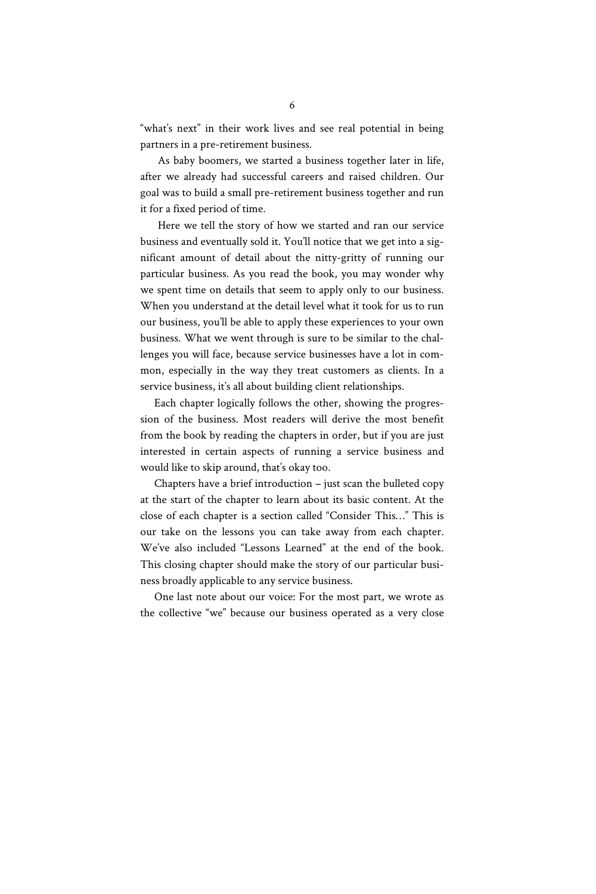"what's next" in their work lives and see real potential in being partners in a pre-retirement business.

As baby boomers, we started a business together later in life, after we already had successful careers and raised children. Our goal was to build a small pre-retirement business together and run it for a fixed period of time.

Here we tell the story of how we started and ran our service business and eventually sold it. You'll notice that we get into a significant amount of detail about the nitty-gritty of running our particular business. As you read the book, you may wonder why we spent time on details that seem to apply only to our business. When you understand at the detail level what it took for us to run our business, you'll be able to apply these experiences to your own business. What we went through is sure to be similar to the challenges you will face, because service businesses have a lot in common, especially in the way they treat customers as clients. In a service business, it's all about building client relationships.

Each chapter logically follows the other, showing the progression of the business. Most readers will derive the most benefit from the book by reading the chapters in order, but if you are just interested in certain aspects of running a service business and would like to skip around, that's okay too.

Chapters have a brief introduction – just scan the bulleted copy at the start of the chapter to learn about its basic content. At the close of each chapter is a section called "Consider This…" This is our take on the lessons you can take away from each chapter. We've also included "Lessons Learned" at the end of the book. This closing chapter should make the story of our particular business broadly applicable to any service business.

One last note about our voice: For the most part, we wrote as the collective "we" because our business operated as a very close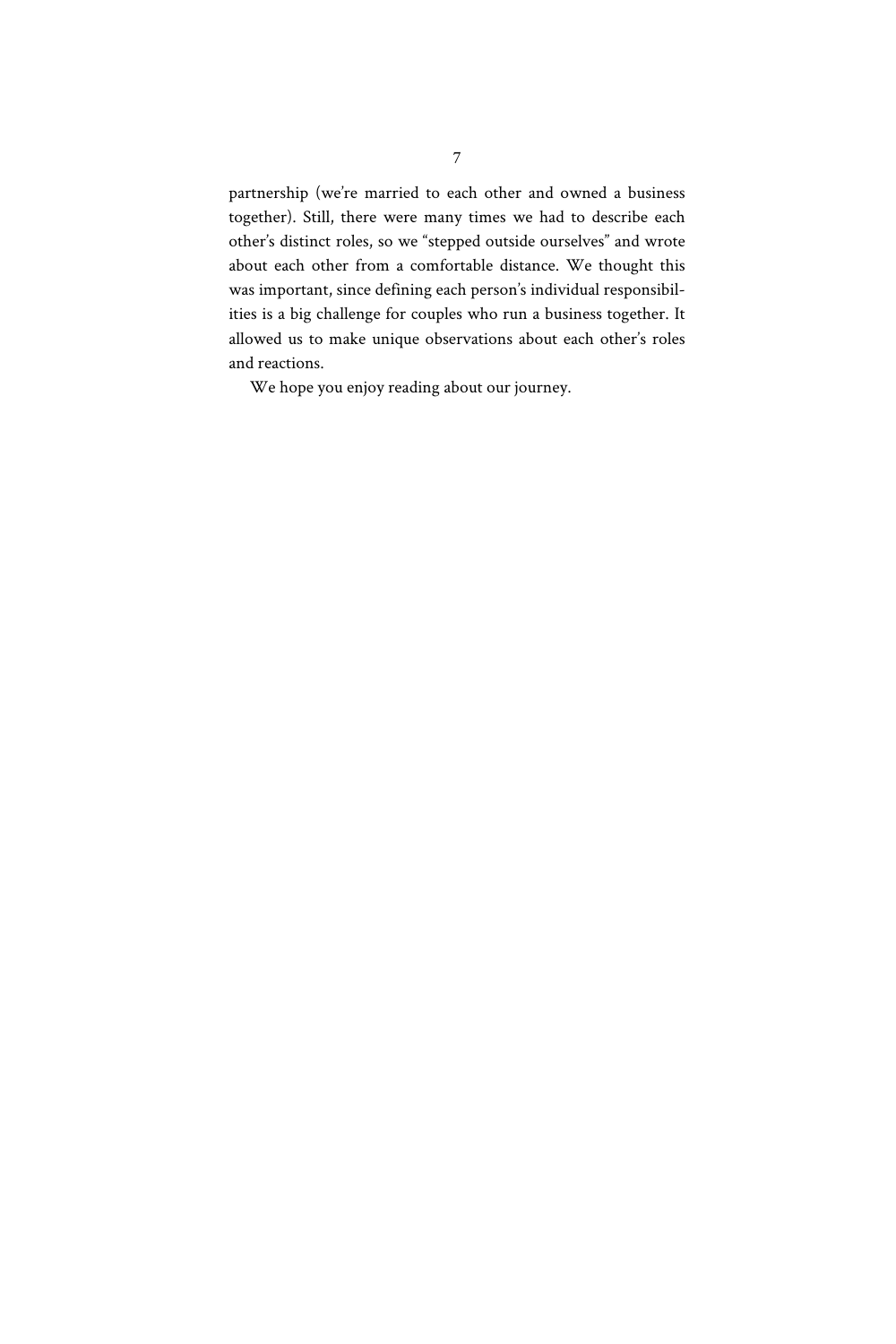partnership (we're married to each other and owned a business together). Still, there were many times we had to describe each other's distinct roles, so we "stepped outside ourselves" and wrote about each other from a comfortable distance. We thought this was important, since defining each person's individual responsibilities is a big challenge for couples who run a business together. It allowed us to make unique observations about each other's roles and reactions.

We hope you enjoy reading about our journey.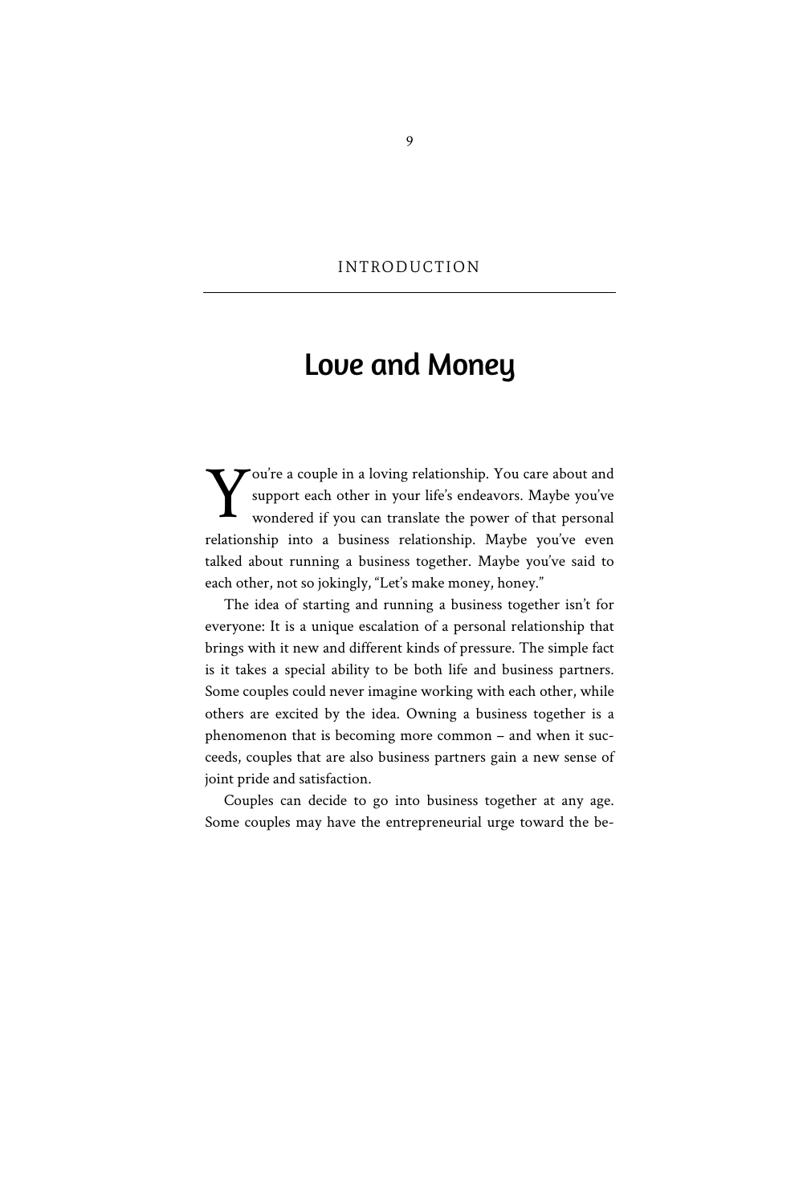INTRODUCTION

# Love and Money

You're a couple in a loving relationship. You care about and support each other in your life's endeavors. Maybe you've wondered if you can translate the power of that personal relationship into a business relationship. Maybe you've even talked about running a business together. Maybe you've said to each other, not so jokingly, "Let's make money, honey."

The idea of starting and running a business together isn't for everyone: It is a unique escalation of a personal relationship that brings with it new and different kinds of pressure. The simple fact is it takes a special ability to be both life and business partners. Some couples could never imagine working with each other, while others are excited by the idea. Owning a business together is a phenomenon that is becoming more common – and when it succeeds, couples that are also business partners gain a new sense of joint pride and satisfaction.

Couples can decide to go into business together at any age. Some couples may have the entrepreneurial urge toward the be-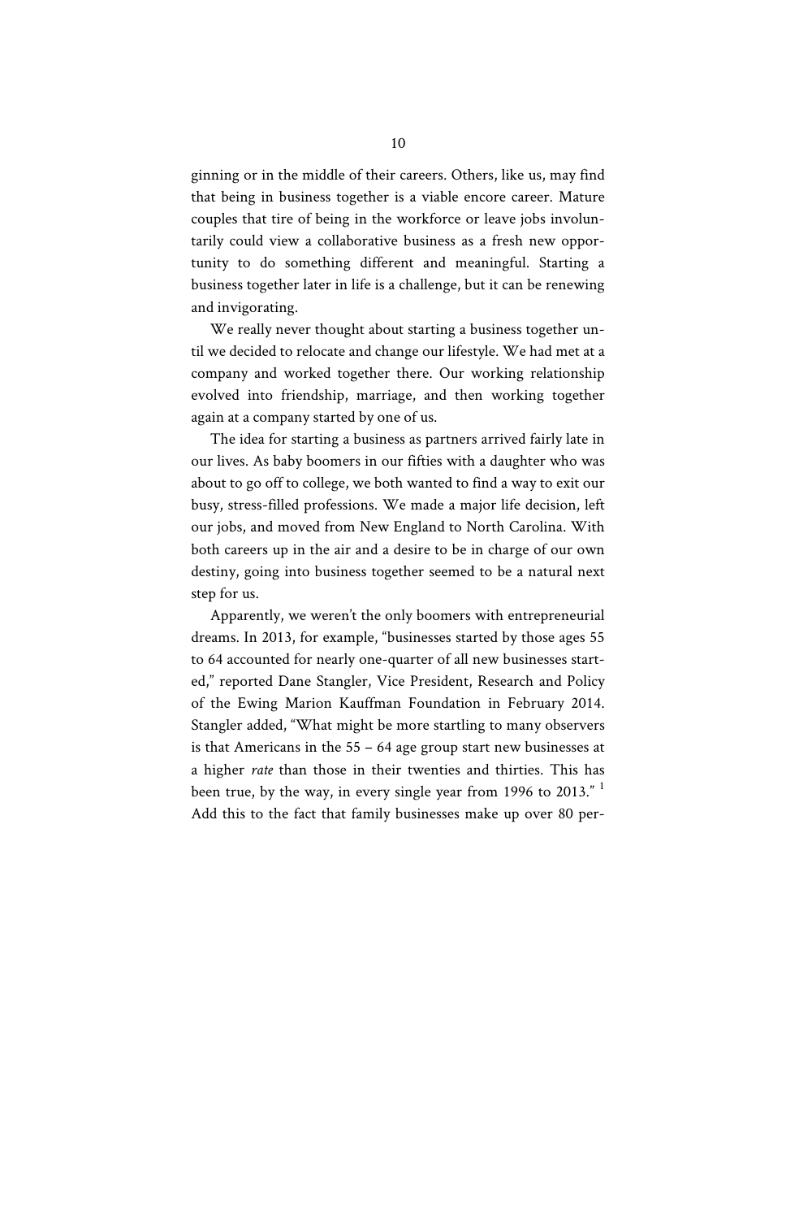ginning or in the middle of their careers. Others, like us, may find that being in business together is a viable encore career. Mature couples that tire of being in the workforce or leave jobs involuntarily could view a collaborative business as a fresh new opportunity to do something different and meaningful. Starting a business together later in life is a challenge, but it can be renewing and invigorating.

We really never thought about starting a business together until we decided to relocate and change our lifestyle. We had met at a company and worked together there. Our working relationship evolved into friendship, marriage, and then working together again at a company started by one of us.

The idea for starting a business as partners arrived fairly late in our lives. As baby boomers in our fifties with a daughter who was about to go off to college, we both wanted to find a way to exit our busy, stress-filled professions. We made a major life decision, left our jobs, and moved from New England to North Carolina. With both careers up in the air and a desire to be in charge of our own destiny, going into business together seemed to be a natural next step for us.

Apparently, we weren't the only boomers with entrepreneurial dreams. In 2013, for example, "businesses started by those ages 55 to 64 accounted for nearly one-quarter of all new businesses started," reported Dane Stangler, Vice President, Research and Policy of the Ewing Marion Kauffman Foundation in February 2014. Stangler added, "What might be more startling to many observers is that Americans in the 55 – 64 age group start new businesses at a higher *rate* than those in their twenties and thirties. This has been true, by the way, in every single year from 1996 to 2013." [1] Add this to the fact that family businesses make up over 80 per-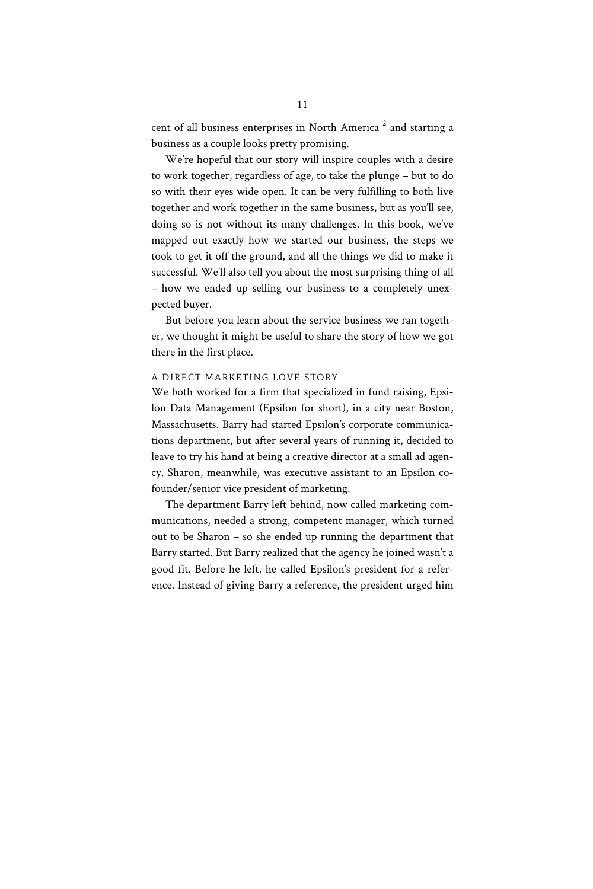cent of all business enterprises in North America [2] and starting a business as a couple looks pretty promising.

We're hopeful that our story will inspire couples with a desire to work together, regardless of age, to take the plunge – but to do so with their eyes wide open. It can be very fulfilling to both live together and work together in the same business, but as you'll see, doing so is not without its many challenges. In this book, we've mapped out exactly how we started our business, the steps we took to get it off the ground, and all the things we did to make it successful. We'll also tell you about the most surprising thing of all – how we ended up selling our business to a completely unexpected buyer.

But before you learn about the service business we ran together, we thought it might be useful to share the story of how we got there in the first place.

## A DIRECT MARKETING LOVE STORY

We both worked for a firm that specialized in fund raising, Epsilon Data Management (Epsilon for short), in a city near Boston, Massachusetts. Barry had started Epsilon's corporate communications department, but after several years of running it, decided to leave to try his hand at being a creative director at a small ad agency. Sharon, meanwhile, was executive assistant to an Epsilon co-founder/senior vice president of marketing.

The department Barry left behind, now called marketing communications, needed a strong, competent manager, which turned out to be Sharon – so she ended up running the department that Barry started. But Barry realized that the agency he joined wasn't a good fit. Before he left, he called Epsilon's president for a reference. Instead of giving Barry a reference, the president urged him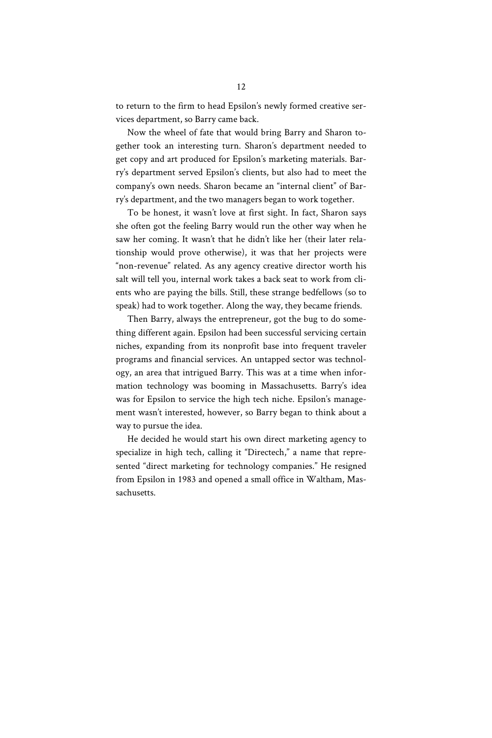to return to the firm to head Epsilon's newly formed creative services department, so Barry came back.

Now the wheel of fate that would bring Barry and Sharon together took an interesting turn. Sharon's department needed to get copy and art produced for Epsilon's marketing materials. Barry's department served Epsilon's clients, but also had to meet the company's own needs. Sharon became an "internal client" of Barry's department, and the two managers began to work together.

To be honest, it wasn't love at first sight. In fact, Sharon says she often got the feeling Barry would run the other way when he saw her coming. It wasn't that he didn't like her (their later relationship would prove otherwise), it was that her projects were "non-revenue" related. As any agency creative director worth his salt will tell you, internal work takes a back seat to work from clients who are paying the bills. Still, these strange bedfellows (so to speak) had to work together. Along the way, they became friends.

Then Barry, always the entrepreneur, got the bug to do something different again. Epsilon had been successful servicing certain niches, expanding from its nonprofit base into frequent traveler programs and financial services. An untapped sector was technology, an area that intrigued Barry. This was at a time when information technology was booming in Massachusetts. Barry's idea was for Epsilon to service the high tech niche. Epsilon's management wasn't interested, however, so Barry began to think about a way to pursue the idea.

He decided he would start his own direct marketing agency to specialize in high tech, calling it "Directech," a name that represented "direct marketing for technology companies." He resigned from Epsilon in 1983 and opened a small office in Waltham, Massachusetts.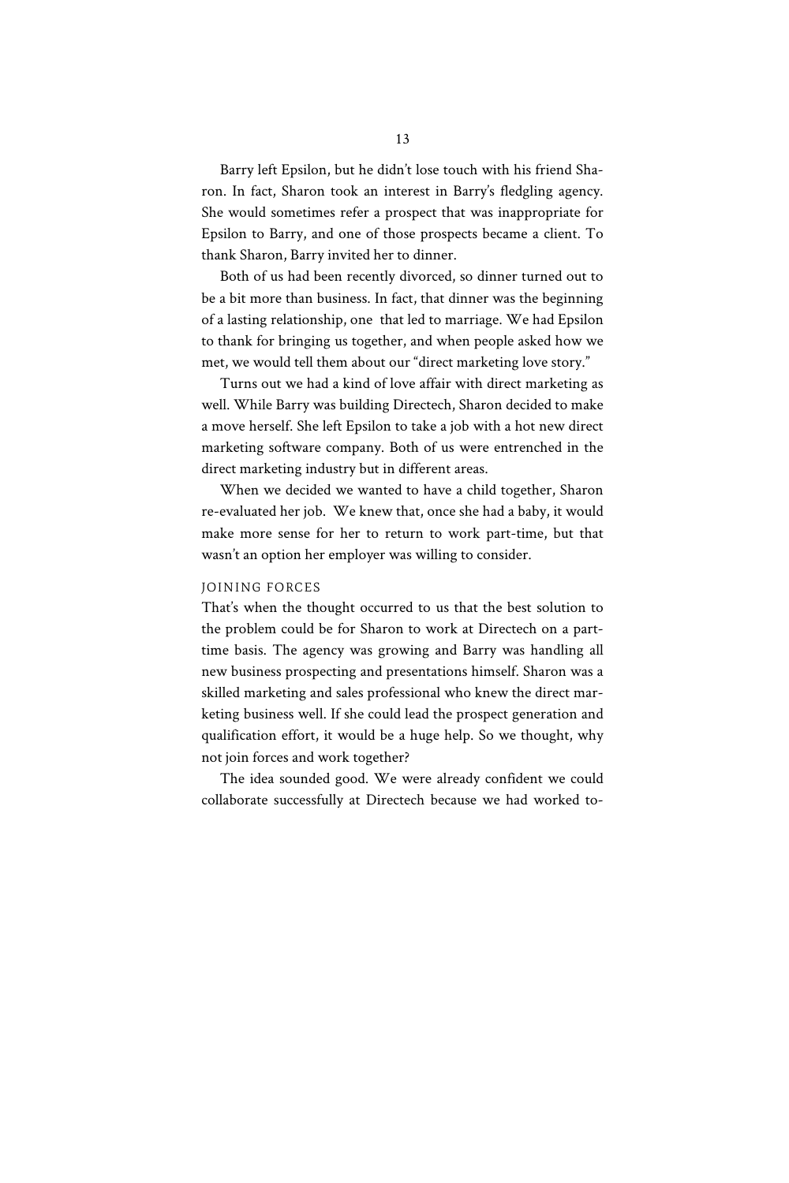Barry left Epsilon, but he didn't lose touch with his friend Sharon. In fact, Sharon took an interest in Barry's fledgling agency. She would sometimes refer a prospect that was inappropriate for Epsilon to Barry, and one of those prospects became a client. To thank Sharon, Barry invited her to dinner.

Both of us had been recently divorced, so dinner turned out to be a bit more than business. In fact, that dinner was the beginning of a lasting relationship, one that led to marriage. We had Epsilon to thank for bringing us together, and when people asked how we met, we would tell them about our "direct marketing love story."

Turns out we had a kind of love affair with direct marketing as well. While Barry was building Directech, Sharon decided to make a move herself. She left Epsilon to take a job with a hot new direct marketing software company. Both of us were entrenched in the direct marketing industry but in different areas.

When we decided we wanted to have a child together, Sharon re-evaluated her job. We knew that, once she had a baby, it would make more sense for her to return to work part-time, but that wasn't an option her employer was willing to consider.

### JOINING FORCES

That's when the thought occurred to us that the best solution to the problem could be for Sharon to work at Directech on a part-time basis. The agency was growing and Barry was handling all new business prospecting and presentations himself. Sharon was a skilled marketing and sales professional who knew the direct marketing business well. If she could lead the prospect generation and qualification effort, it would be a huge help. So we thought, why not join forces and work together?

The idea sounded good. We were already confident we could collaborate successfully at Directech because we had worked to-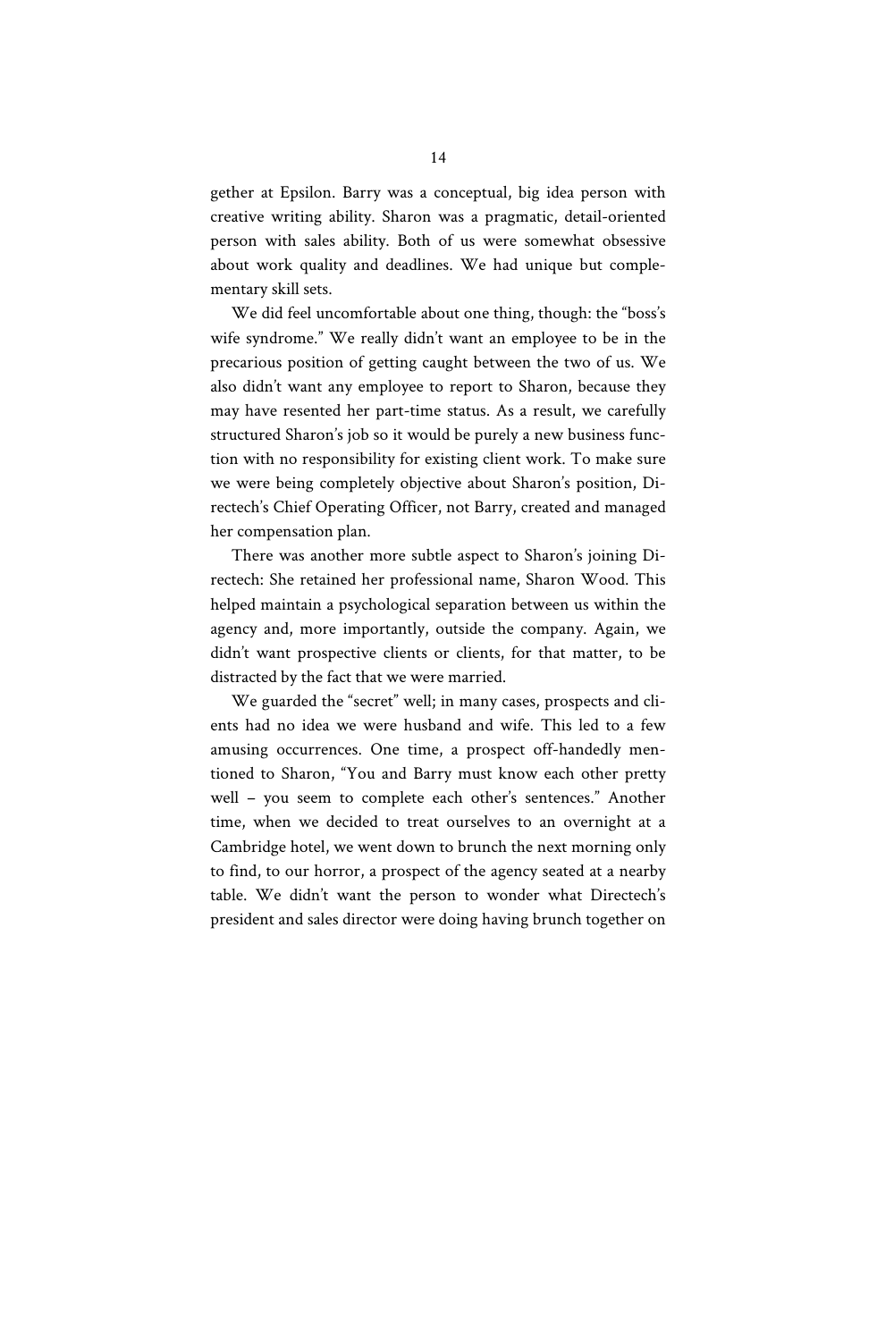gether at Epsilon. Barry was a conceptual, big idea person with creative writing ability. Sharon was a pragmatic, detail-oriented person with sales ability. Both of us were somewhat obsessive about work quality and deadlines. We had unique but complementary skill sets.

We did feel uncomfortable about one thing, though: the "boss's wife syndrome." We really didn't want an employee to be in the precarious position of getting caught between the two of us. We also didn't want any employee to report to Sharon, because they may have resented her part-time status. As a result, we carefully structured Sharon's job so it would be purely a new business function with no responsibility for existing client work. To make sure we were being completely objective about Sharon's position, Directech's Chief Operating Officer, not Barry, created and managed her compensation plan.

There was another more subtle aspect to Sharon's joining Directech: She retained her professional name, Sharon Wood. This helped maintain a psychological separation between us within the agency and, more importantly, outside the company. Again, we didn't want prospective clients or clients, for that matter, to be distracted by the fact that we were married.

We guarded the "secret" well; in many cases, prospects and clients had no idea we were husband and wife. This led to a few amusing occurrences. One time, a prospect off-handedly mentioned to Sharon, "You and Barry must know each other pretty well – you seem to complete each other's sentences." Another time, when we decided to treat ourselves to an overnight at a Cambridge hotel, we went down to brunch the next morning only to find, to our horror, a prospect of the agency seated at a nearby table. We didn't want the person to wonder what Directech's president and sales director were doing having brunch together on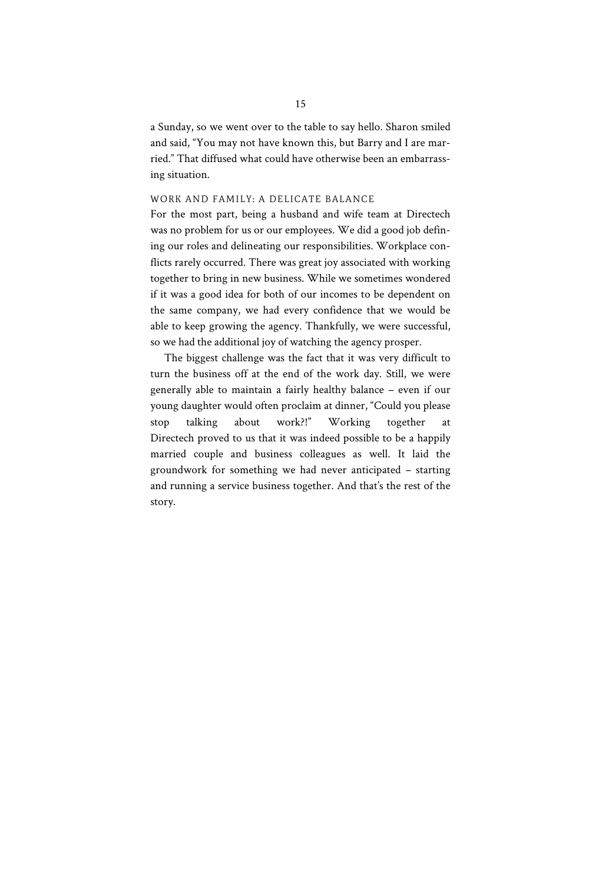a Sunday, so we went over to the table to say hello. Sharon smiled and said, "You may not have known this, but Barry and I are married." That diffused what could have otherwise been an embarrassing situation.

## WORK AND FAMILY: A DELICATE BALANCE

For the most part, being a husband and wife team at Directech was no problem for us or our employees. We did a good job defining our roles and delineating our responsibilities. Workplace conflicts rarely occurred. There was great joy associated with working together to bring in new business. While we sometimes wondered if it was a good idea for both of our incomes to be dependent on the same company, we had every confidence that we would be able to keep growing the agency. Thankfully, we were successful, so we had the additional joy of watching the agency prosper.

The biggest challenge was the fact that it was very difficult to turn the business off at the end of the work day. Still, we were generally able to maintain a fairly healthy balance – even if our young daughter would often proclaim at dinner, "Could you please stop talking about work?!" Working together at Directech proved to us that it was indeed possible to be a happily married couple and business colleagues as well. It laid the groundwork for something we had never anticipated – starting and running a service business together. And that's the rest of the story.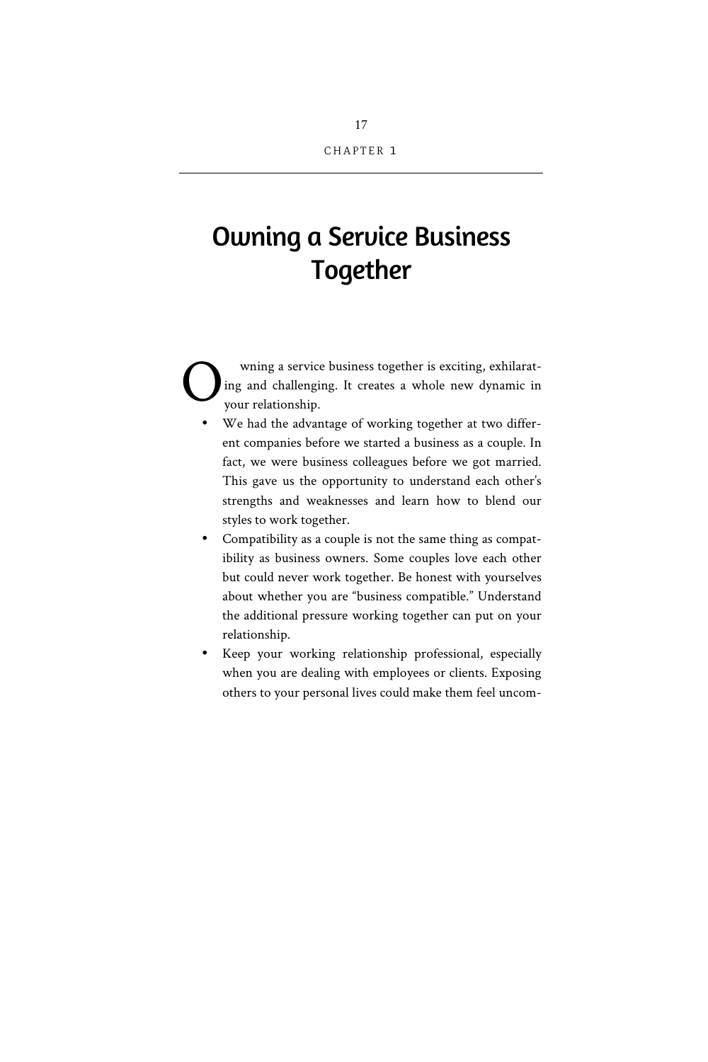CHAPTER 1

# Owning a Service Business Together

Owning a service business together is exciting, exhilarating and challenging. It creates a whole new dynamic in your relationship.

- We had the advantage of working together at two different companies before we started a business as a couple. In fact, we were business colleagues before we got married. This gave us the opportunity to understand each other's strengths and weaknesses and learn how to blend our styles to work together.
- Compatibility as a couple is not the same thing as compatibility as business owners. Some couples love each other but could never work together. Be honest with yourselves about whether you are "business compatible." Understand the additional pressure working together can put on your relationship.
- Keep your working relationship professional, especially when you are dealing with employees or clients. Exposing others to your personal lives could make them feel uncom-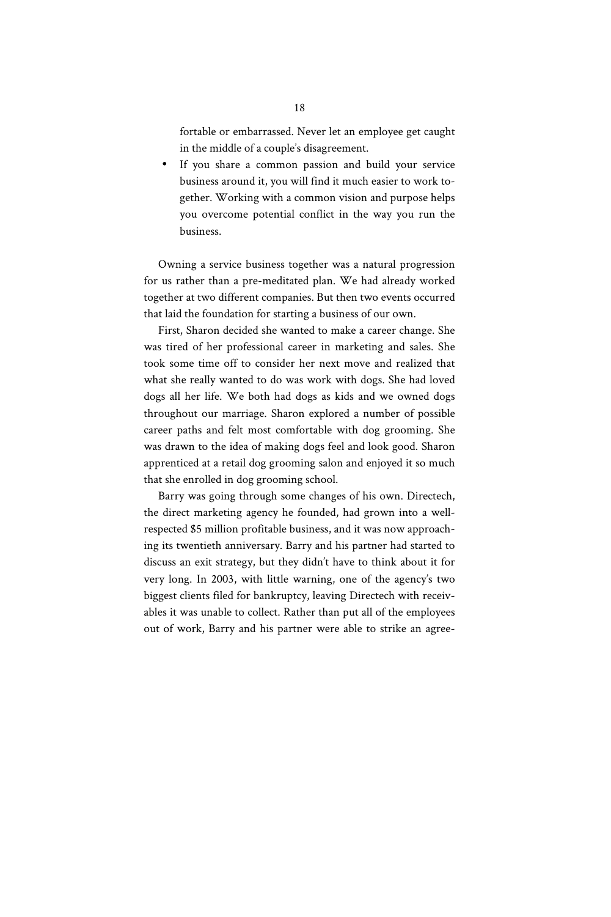fortable or embarrassed. Never let an employee get caught in the middle of a couple's disagreement.

- If you share a common passion and build your service business around it, you will find it much easier to work together. Working with a common vision and purpose helps you overcome potential conflict in the way you run the business.

Owning a service business together was a natural progression for us rather than a pre-meditated plan. We had already worked together at two different companies. But then two events occurred that laid the foundation for starting a business of our own.

First, Sharon decided she wanted to make a career change. She was tired of her professional career in marketing and sales. She took some time off to consider her next move and realized that what she really wanted to do was work with dogs. She had loved dogs all her life. We both had dogs as kids and we owned dogs throughout our marriage. Sharon explored a number of possible career paths and felt most comfortable with dog grooming. She was drawn to the idea of making dogs feel and look good. Sharon apprenticed at a retail dog grooming salon and enjoyed it so much that she enrolled in dog grooming school.

Barry was going through some changes of his own. Directech, the direct marketing agency he founded, had grown into a well-respected $5 million profitable business, and it was now approaching its twentieth anniversary. Barry and his partner had started to discuss an exit strategy, but they didn't have to think about it for very long. In 2003, with little warning, one of the agency's two biggest clients filed for bankruptcy, leaving Directech with receivables it was unable to collect. Rather than put all of the employees out of work, Barry and his partner were able to strike an agree-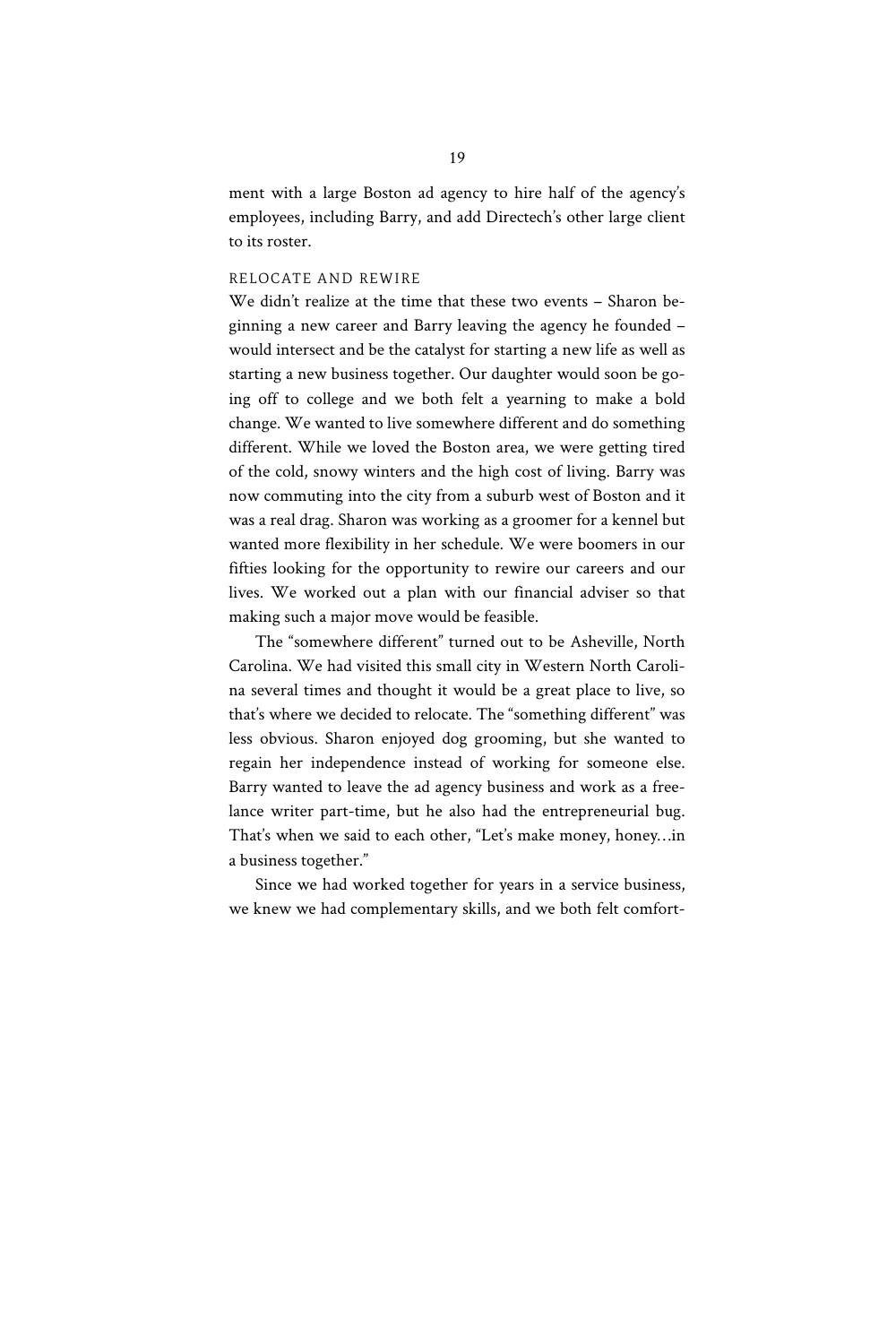ment with a large Boston ad agency to hire half of the agency's employees, including Barry, and add Directech's other large client to its roster.

### RELOCATE AND REWIRE

We didn't realize at the time that these two events – Sharon beginning a new career and Barry leaving the agency he founded – would intersect and be the catalyst for starting a new life as well as starting a new business together. Our daughter would soon be going off to college and we both felt a yearning to make a bold change. We wanted to live somewhere different and do something different. While we loved the Boston area, we were getting tired of the cold, snowy winters and the high cost of living. Barry was now commuting into the city from a suburb west of Boston and it was a real drag. Sharon was working as a groomer for a kennel but wanted more flexibility in her schedule. We were boomers in our fifties looking for the opportunity to rewire our careers and our lives. We worked out a plan with our financial adviser so that making such a major move would be feasible.

The "somewhere different" turned out to be Asheville, North Carolina. We had visited this small city in Western North Carolina several times and thought it would be a great place to live, so that's where we decided to relocate. The "something different" was less obvious. Sharon enjoyed dog grooming, but she wanted to regain her independence instead of working for someone else. Barry wanted to leave the ad agency business and work as a freelance writer part-time, but he also had the entrepreneurial bug. That's when we said to each other, "Let's make money, honey…in a business together."

Since we had worked together for years in a service business, we knew we had complementary skills, and we both felt comfort-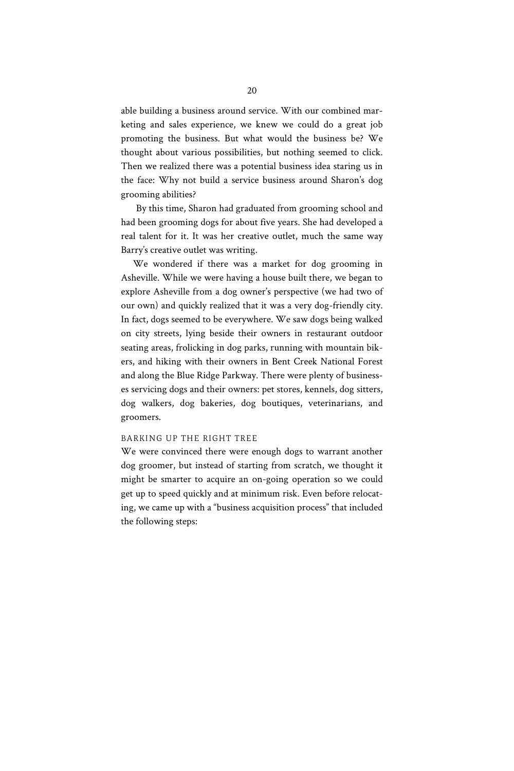able building a business around service. With our combined marketing and sales experience, we knew we could do a great job promoting the business. But what would the business be? We thought about various possibilities, but nothing seemed to click. Then we realized there was a potential business idea staring us in the face: Why not build a service business around Sharon's dog grooming abilities?

By this time, Sharon had graduated from grooming school and had been grooming dogs for about five years. She had developed a real talent for it. It was her creative outlet, much the same way Barry's creative outlet was writing.

We wondered if there was a market for dog grooming in Asheville. While we were having a house built there, we began to explore Asheville from a dog owner's perspective (we had two of our own) and quickly realized that it was a very dog-friendly city. In fact, dogs seemed to be everywhere. We saw dogs being walked on city streets, lying beside their owners in restaurant outdoor seating areas, frolicking in dog parks, running with mountain bikers, and hiking with their owners in Bent Creek National Forest and along the Blue Ridge Parkway. There were plenty of businesses servicing dogs and their owners: pet stores, kennels, dog sitters, dog walkers, dog bakeries, dog boutiques, veterinarians, and groomers.

### BARKING UP THE RIGHT TREE

We were convinced there were enough dogs to warrant another dog groomer, but instead of starting from scratch, we thought it might be smarter to acquire an on-going operation so we could get up to speed quickly and at minimum risk. Even before relocating, we came up with a "business acquisition process" that included the following steps: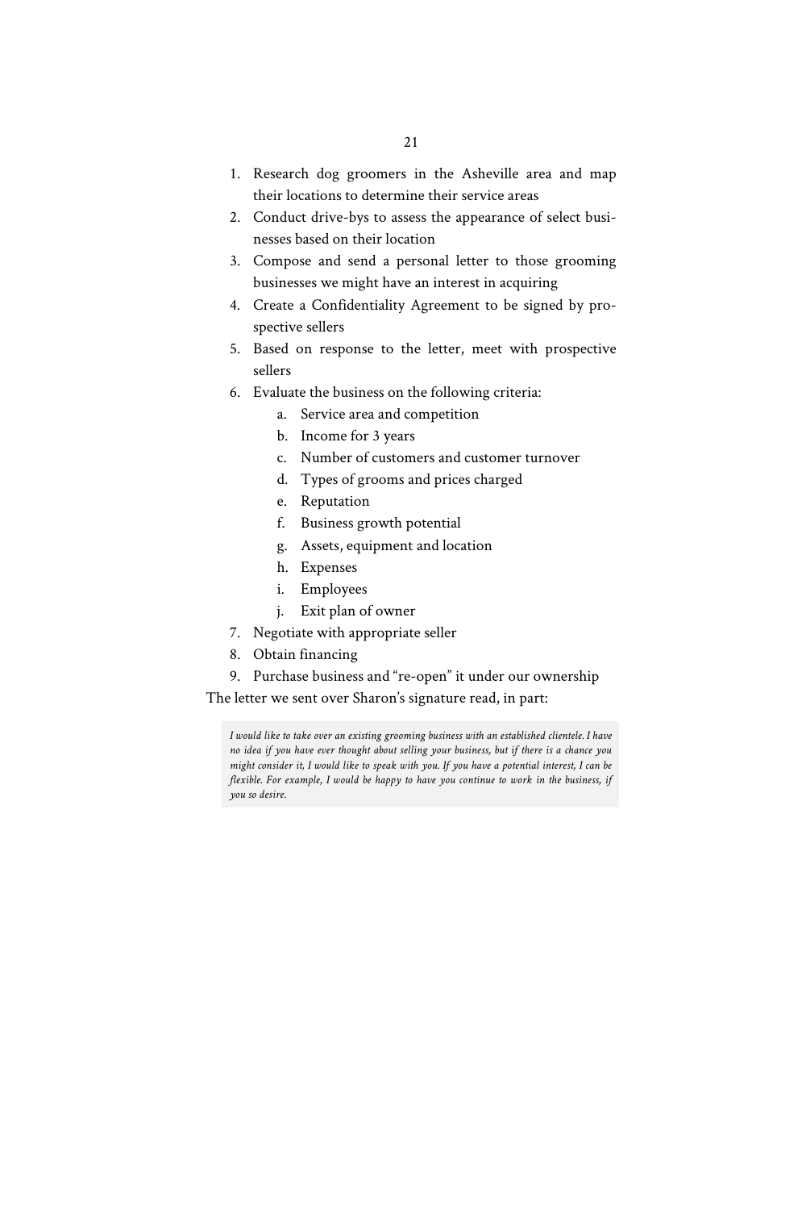1. Research dog groomers in the Asheville area and map their locations to determine their service areas
2. Conduct drive-bys to assess the appearance of select businesses based on their location
3. Compose and send a personal letter to those grooming businesses we might have an interest in acquiring
4. Create a Confidentiality Agreement to be signed by prospective sellers
5. Based on response to the letter, meet with prospective sellers
6. Evaluate the business on the following criteria:
    a. Service area and competition
    b. Income for 3 years
    c. Number of customers and customer turnover
    d. Types of grooms and prices charged
    e. Reputation
    f. Business growth potential
    g. Assets, equipment and location
    h. Expenses
    i. Employees
    j. Exit plan of owner
7. Negotiate with appropriate seller
8. Obtain financing
9. Purchase business and "re-open" it under our ownership

The letter we sent over Sharon's signature read, in part:

> *I would like to take over an existing grooming business with an established clientele. I have no idea if you have ever thought about selling your business, but if there is a chance you might consider it, I would like to speak with you. If you have a potential interest, I can be flexible. For example, I would be happy to have you continue to work in the business, if you so desire.*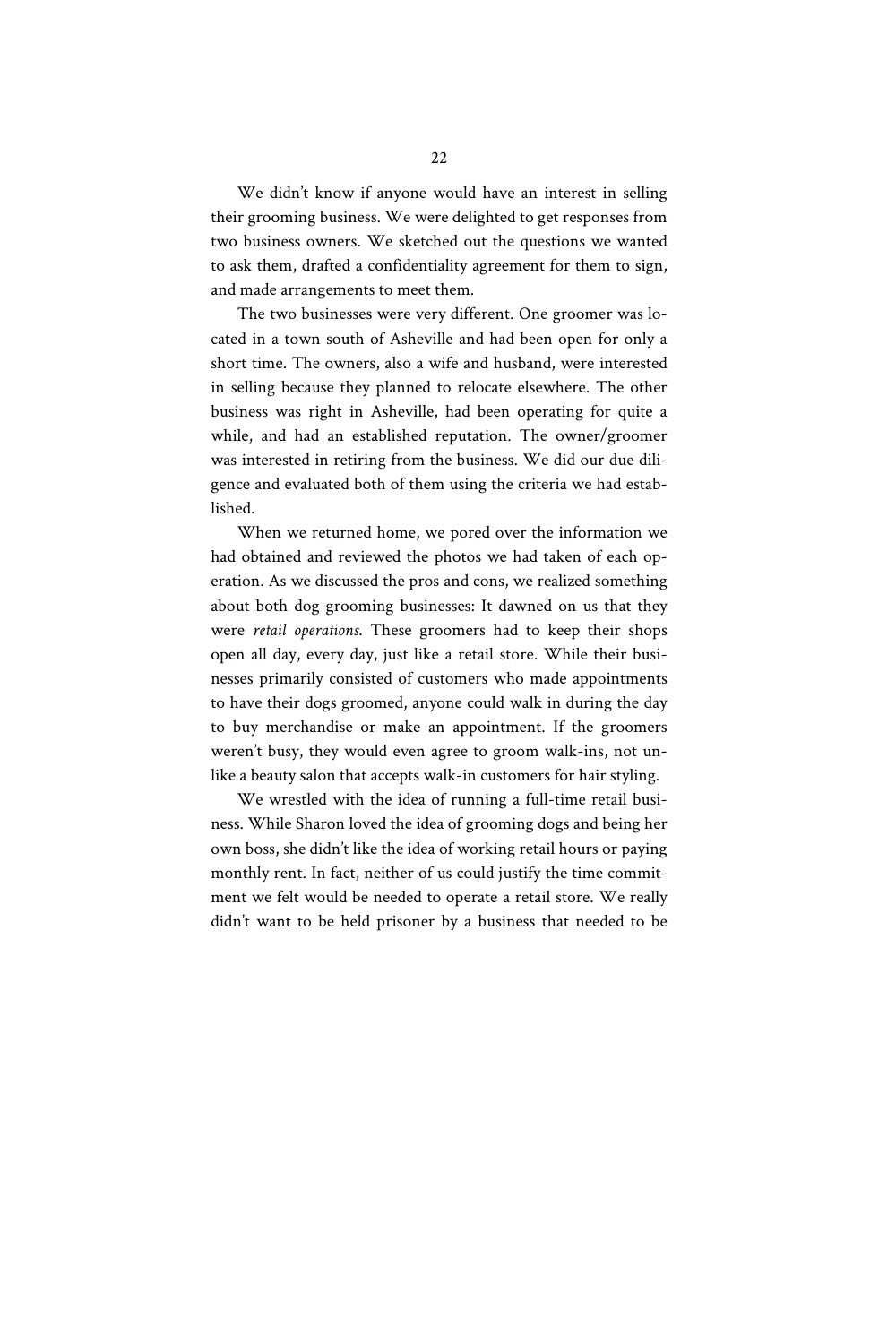We didn't know if anyone would have an interest in selling their grooming business. We were delighted to get responses from two business owners. We sketched out the questions we wanted to ask them, drafted a confidentiality agreement for them to sign, and made arrangements to meet them.

The two businesses were very different. One groomer was located in a town south of Asheville and had been open for only a short time. The owners, also a wife and husband, were interested in selling because they planned to relocate elsewhere. The other business was right in Asheville, had been operating for quite a while, and had an established reputation. The owner/groomer was interested in retiring from the business. We did our due diligence and evaluated both of them using the criteria we had established.

When we returned home, we pored over the information we had obtained and reviewed the photos we had taken of each operation. As we discussed the pros and cons, we realized something about both dog grooming businesses: It dawned on us that they were *retail operations*. These groomers had to keep their shops open all day, every day, just like a retail store. While their businesses primarily consisted of customers who made appointments to have their dogs groomed, anyone could walk in during the day to buy merchandise or make an appointment. If the groomers weren't busy, they would even agree to groom walk-ins, not unlike a beauty salon that accepts walk-in customers for hair styling.

We wrestled with the idea of running a full-time retail business. While Sharon loved the idea of grooming dogs and being her own boss, she didn't like the idea of working retail hours or paying monthly rent. In fact, neither of us could justify the time commitment we felt would be needed to operate a retail store. We really didn't want to be held prisoner by a business that needed to be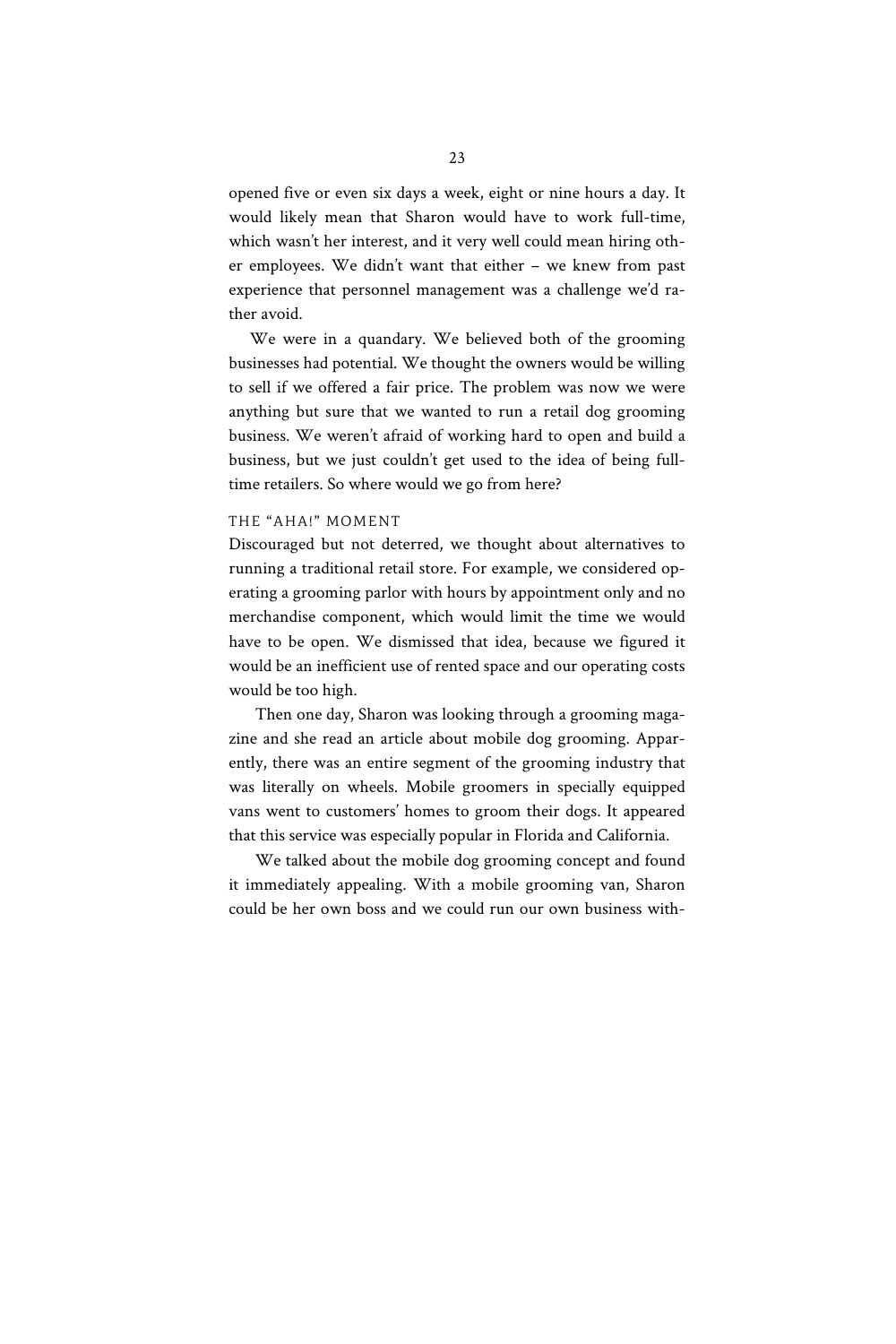opened five or even six days a week, eight or nine hours a day. It would likely mean that Sharon would have to work full-time, which wasn't her interest, and it very well could mean hiring other employees. We didn't want that either – we knew from past experience that personnel management was a challenge we'd rather avoid.

We were in a quandary. We believed both of the grooming businesses had potential. We thought the owners would be willing to sell if we offered a fair price. The problem was now we were anything but sure that we wanted to run a retail dog grooming business. We weren't afraid of working hard to open and build a business, but we just couldn't get used to the idea of being full-time retailers. So where would we go from here?

### THE "AHA!" MOMENT

Discouraged but not deterred, we thought about alternatives to running a traditional retail store. For example, we considered operating a grooming parlor with hours by appointment only and no merchandise component, which would limit the time we would have to be open. We dismissed that idea, because we figured it would be an inefficient use of rented space and our operating costs would be too high.

Then one day, Sharon was looking through a grooming magazine and she read an article about mobile dog grooming. Apparently, there was an entire segment of the grooming industry that was literally on wheels. Mobile groomers in specially equipped vans went to customers' homes to groom their dogs. It appeared that this service was especially popular in Florida and California.

We talked about the mobile dog grooming concept and found it immediately appealing. With a mobile grooming van, Sharon could be her own boss and we could run our own business with-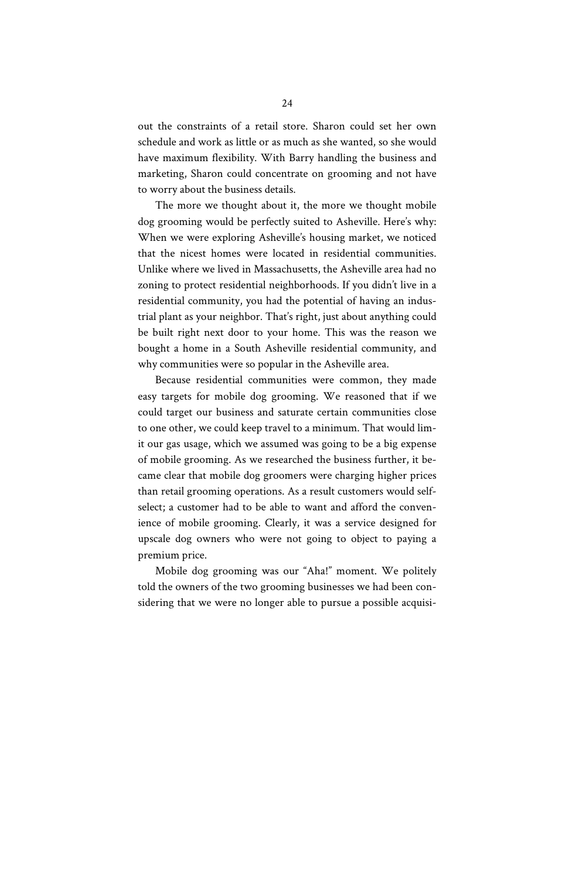out the constraints of a retail store. Sharon could set her own schedule and work as little or as much as she wanted, so she would have maximum flexibility. With Barry handling the business and marketing, Sharon could concentrate on grooming and not have to worry about the business details.

The more we thought about it, the more we thought mobile dog grooming would be perfectly suited to Asheville. Here's why: When we were exploring Asheville's housing market, we noticed that the nicest homes were located in residential communities. Unlike where we lived in Massachusetts, the Asheville area had no zoning to protect residential neighborhoods. If you didn't live in a residential community, you had the potential of having an industrial plant as your neighbor. That's right, just about anything could be built right next door to your home. This was the reason we bought a home in a South Asheville residential community, and why communities were so popular in the Asheville area.

Because residential communities were common, they made easy targets for mobile dog grooming. We reasoned that if we could target our business and saturate certain communities close to one other, we could keep travel to a minimum. That would limit our gas usage, which we assumed was going to be a big expense of mobile grooming. As we researched the business further, it became clear that mobile dog groomers were charging higher prices than retail grooming operations. As a result customers would self-select; a customer had to be able to want and afford the convenience of mobile grooming. Clearly, it was a service designed for upscale dog owners who were not going to object to paying a premium price.

Mobile dog grooming was our "Aha!" moment. We politely told the owners of the two grooming businesses we had been considering that we were no longer able to pursue a possible acquisi-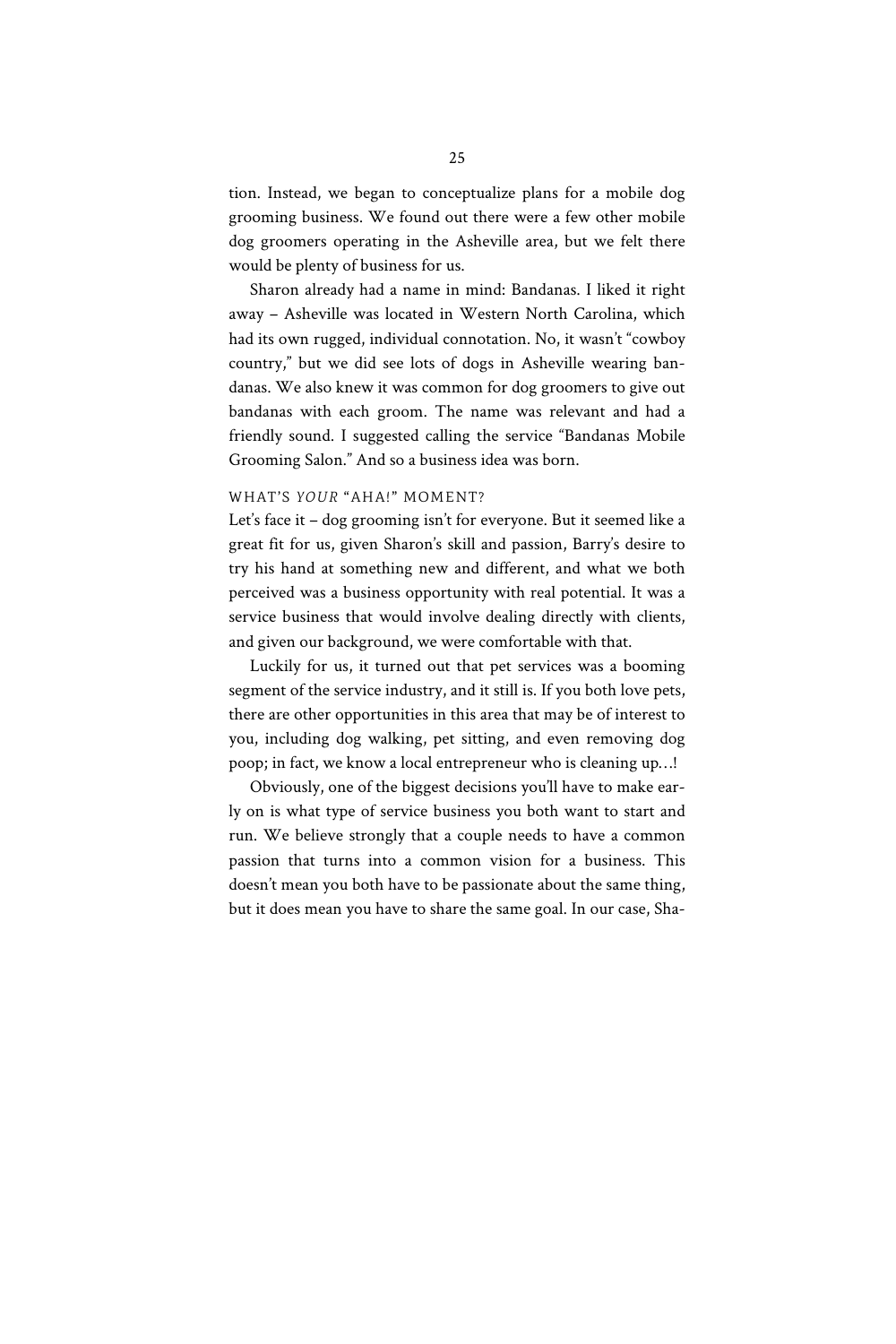tion. Instead, we began to conceptualize plans for a mobile dog grooming business. We found out there were a few other mobile dog groomers operating in the Asheville area, but we felt there would be plenty of business for us.

Sharon already had a name in mind: Bandanas. I liked it right away – Asheville was located in Western North Carolina, which had its own rugged, individual connotation. No, it wasn't "cowboy country," but we did see lots of dogs in Asheville wearing bandanas. We also knew it was common for dog groomers to give out bandanas with each groom. The name was relevant and had a friendly sound. I suggested calling the service "Bandanas Mobile Grooming Salon." And so a business idea was born.

### WHAT'S *YOUR* "AHA!" MOMENT?

Let's face it – dog grooming isn't for everyone. But it seemed like a great fit for us, given Sharon's skill and passion, Barry's desire to try his hand at something new and different, and what we both perceived was a business opportunity with real potential. It was a service business that would involve dealing directly with clients, and given our background, we were comfortable with that.

Luckily for us, it turned out that pet services was a booming segment of the service industry, and it still is. If you both love pets, there are other opportunities in this area that may be of interest to you, including dog walking, pet sitting, and even removing dog poop; in fact, we know a local entrepreneur who is cleaning up…!

Obviously, one of the biggest decisions you'll have to make early on is what type of service business you both want to start and run. We believe strongly that a couple needs to have a common passion that turns into a common vision for a business. This doesn't mean you both have to be passionate about the same thing, but it does mean you have to share the same goal. In our case, Sha-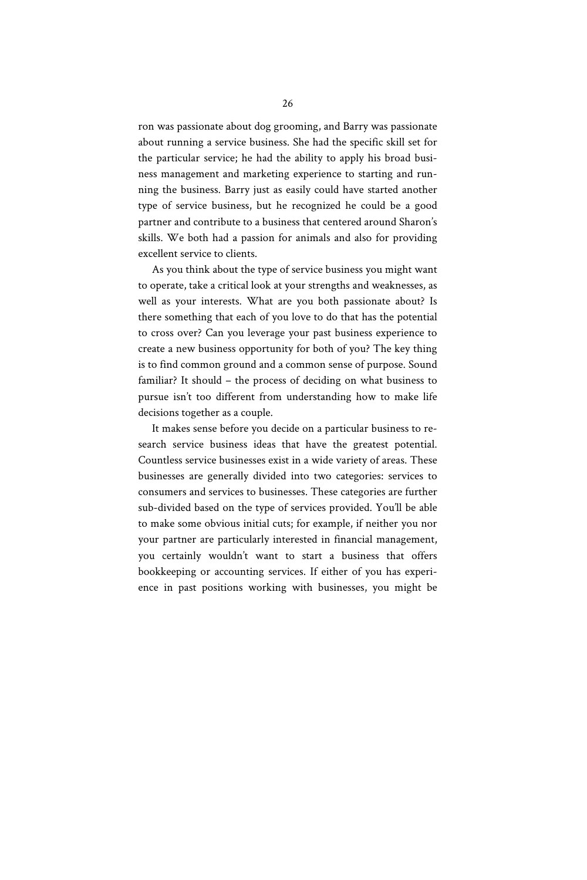ron was passionate about dog grooming, and Barry was passionate about running a service business. She had the specific skill set for the particular service; he had the ability to apply his broad business management and marketing experience to starting and running the business. Barry just as easily could have started another type of service business, but he recognized he could be a good partner and contribute to a business that centered around Sharon's skills. We both had a passion for animals and also for providing excellent service to clients.

As you think about the type of service business you might want to operate, take a critical look at your strengths and weaknesses, as well as your interests. What are you both passionate about? Is there something that each of you love to do that has the potential to cross over? Can you leverage your past business experience to create a new business opportunity for both of you? The key thing is to find common ground and a common sense of purpose. Sound familiar? It should – the process of deciding on what business to pursue isn't too different from understanding how to make life decisions together as a couple.

It makes sense before you decide on a particular business to research service business ideas that have the greatest potential. Countless service businesses exist in a wide variety of areas. These businesses are generally divided into two categories: services to consumers and services to businesses. These categories are further sub-divided based on the type of services provided. You'll be able to make some obvious initial cuts; for example, if neither you nor your partner are particularly interested in financial management, you certainly wouldn't want to start a business that offers bookkeeping or accounting services. If either of you has experience in past positions working with businesses, you might be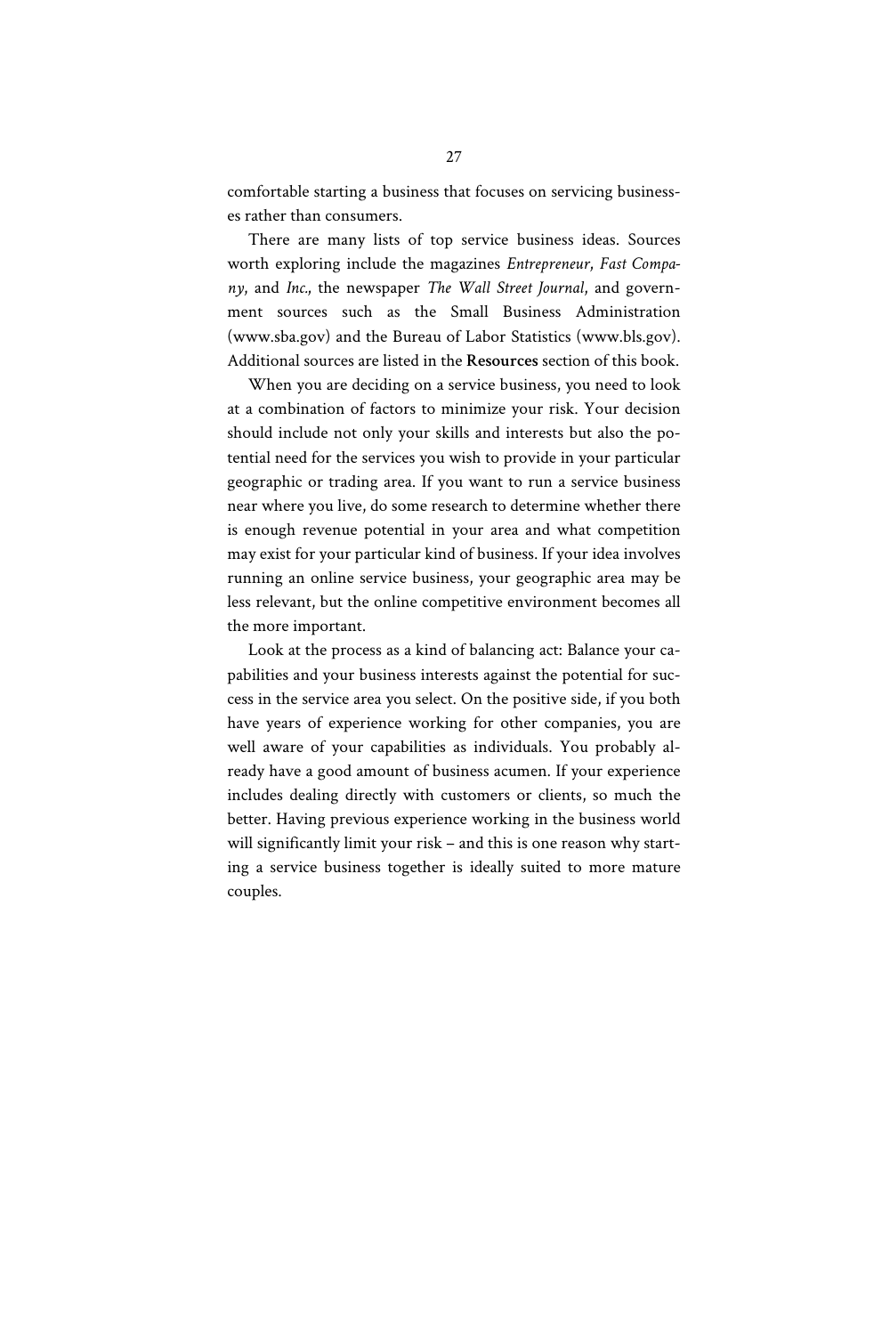comfortable starting a business that focuses on servicing businesses rather than consumers.

There are many lists of top service business ideas. Sources worth exploring include the magazines *Entrepreneur*, *Fast Company*, and *Inc.*, the newspaper *The Wall Street Journal*, and government sources such as the Small Business Administration (www.sba.gov) and the Bureau of Labor Statistics (www.bls.gov). Additional sources are listed in the **Resources** section of this book.

When you are deciding on a service business, you need to look at a combination of factors to minimize your risk. Your decision should include not only your skills and interests but also the potential need for the services you wish to provide in your particular geographic or trading area. If you want to run a service business near where you live, do some research to determine whether there is enough revenue potential in your area and what competition may exist for your particular kind of business. If your idea involves running an online service business, your geographic area may be less relevant, but the online competitive environment becomes all the more important.

Look at the process as a kind of balancing act: Balance your capabilities and your business interests against the potential for success in the service area you select. On the positive side, if you both have years of experience working for other companies, you are well aware of your capabilities as individuals. You probably already have a good amount of business acumen. If your experience includes dealing directly with customers or clients, so much the better. Having previous experience working in the business world will significantly limit your risk – and this is one reason why starting a service business together is ideally suited to more mature couples.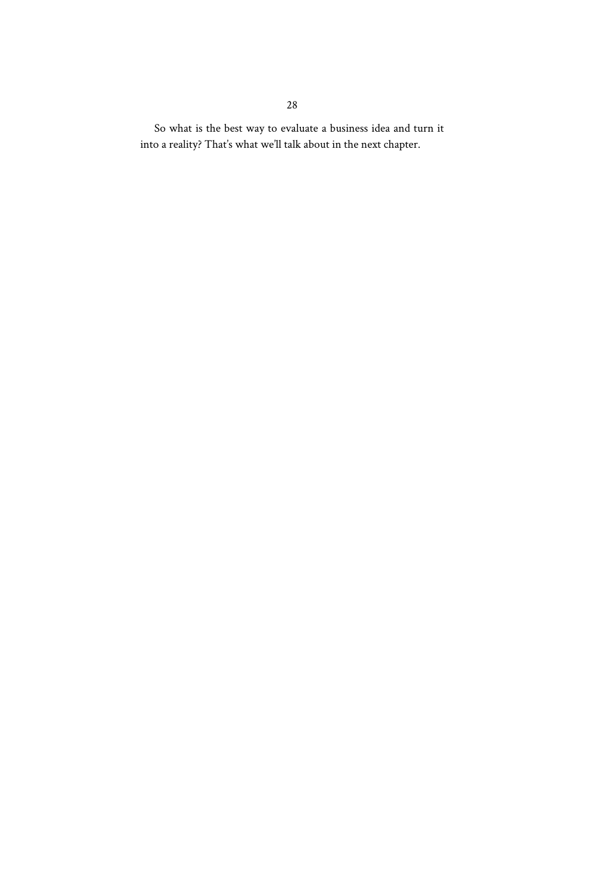So what is the best way to evaluate a business idea and turn it into a reality? That's what we'll talk about in the next chapter.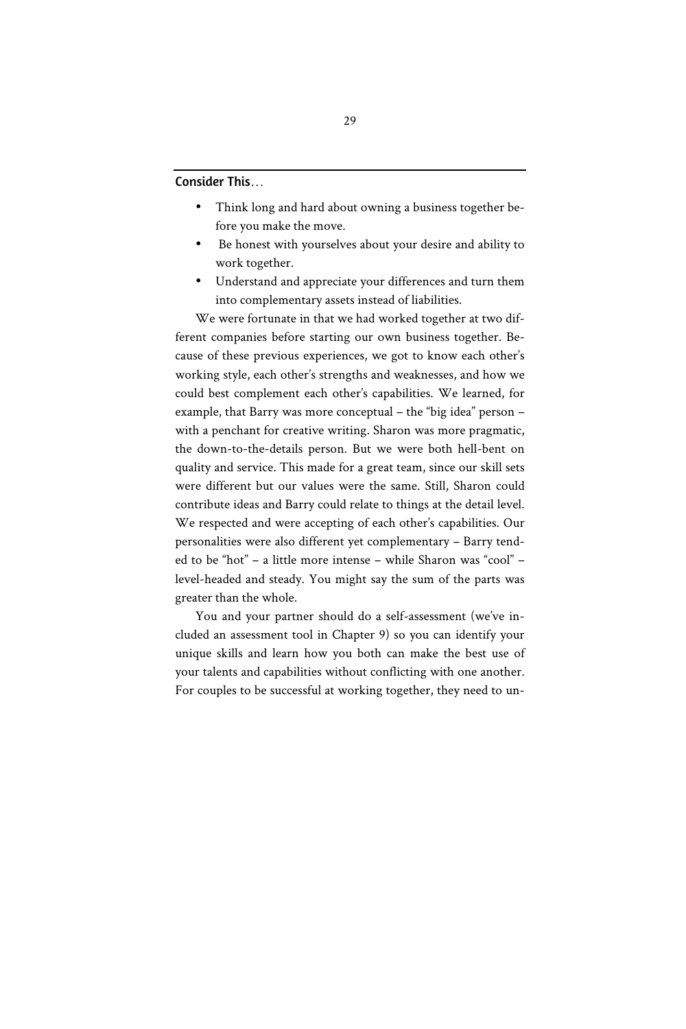**Consider This**…

- Think long and hard about owning a business together before you make the move.
- Be honest with yourselves about your desire and ability to work together.
- Understand and appreciate your differences and turn them into complementary assets instead of liabilities.

We were fortunate in that we had worked together at two different companies before starting our own business together. Because of these previous experiences, we got to know each other's working style, each other's strengths and weaknesses, and how we could best complement each other's capabilities. We learned, for example, that Barry was more conceptual – the "big idea" person – with a penchant for creative writing. Sharon was more pragmatic, the down-to-the-details person. But we were both hell-bent on quality and service. This made for a great team, since our skill sets were different but our values were the same. Still, Sharon could contribute ideas and Barry could relate to things at the detail level. We respected and were accepting of each other's capabilities. Our personalities were also different yet complementary – Barry tended to be "hot" – a little more intense – while Sharon was "cool" – level-headed and steady. You might say the sum of the parts was greater than the whole.

You and your partner should do a self-assessment (we've included an assessment tool in Chapter 9) so you can identify your unique skills and learn how you both can make the best use of your talents and capabilities without conflicting with one another. For couples to be successful at working together, they need to un-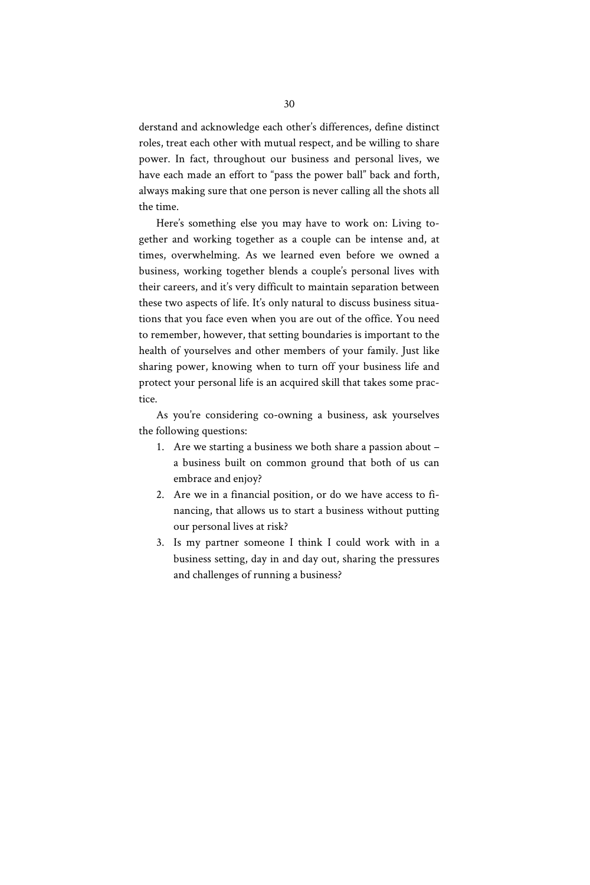derstand and acknowledge each other's differences, define distinct roles, treat each other with mutual respect, and be willing to share power. In fact, throughout our business and personal lives, we have each made an effort to "pass the power ball" back and forth, always making sure that one person is never calling all the shots all the time.

Here's something else you may have to work on: Living together and working together as a couple can be intense and, at times, overwhelming. As we learned even before we owned a business, working together blends a couple's personal lives with their careers, and it's very difficult to maintain separation between these two aspects of life. It's only natural to discuss business situations that you face even when you are out of the office. You need to remember, however, that setting boundaries is important to the health of yourselves and other members of your family. Just like sharing power, knowing when to turn off your business life and protect your personal life is an acquired skill that takes some practice.

As you're considering co-owning a business, ask yourselves the following questions:

1. Are we starting a business we both share a passion about – a business built on common ground that both of us can embrace and enjoy?
2. Are we in a financial position, or do we have access to financing, that allows us to start a business without putting our personal lives at risk?
3. Is my partner someone I think I could work with in a business setting, day in and day out, sharing the pressures and challenges of running a business?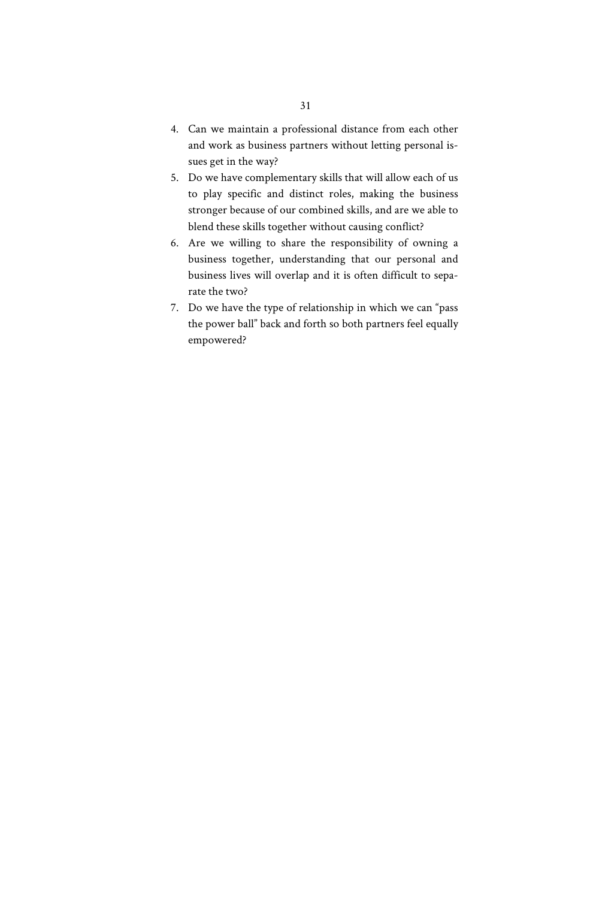4. Can we maintain a professional distance from each other and work as business partners without letting personal issues get in the way?
5. Do we have complementary skills that will allow each of us to play specific and distinct roles, making the business stronger because of our combined skills, and are we able to blend these skills together without causing conflict?
6. Are we willing to share the responsibility of owning a business together, understanding that our personal and business lives will overlap and it is often difficult to separate the two?
7. Do we have the type of relationship in which we can "pass the power ball" back and forth so both partners feel equally empowered?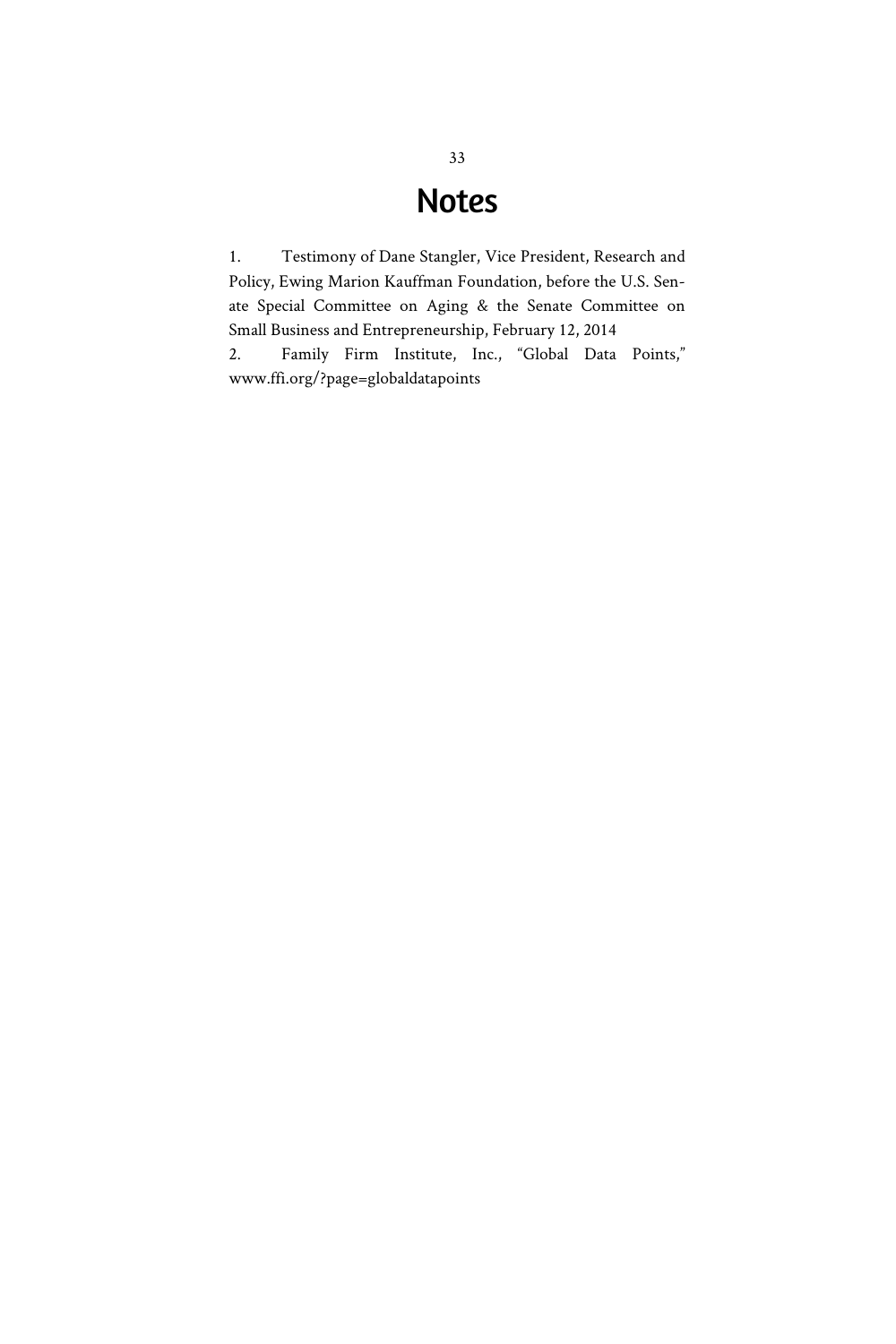# Notes

1. Testimony of Dane Stangler, Vice President, Research and Policy, Ewing Marion Kauffman Foundation, before the U.S. Senate Special Committee on Aging & the Senate Committee on Small Business and Entrepreneurship, February 12, 2014

2. Family Firm Institute, Inc., "Global Data Points," www.ffi.org/?page=globaldatapoints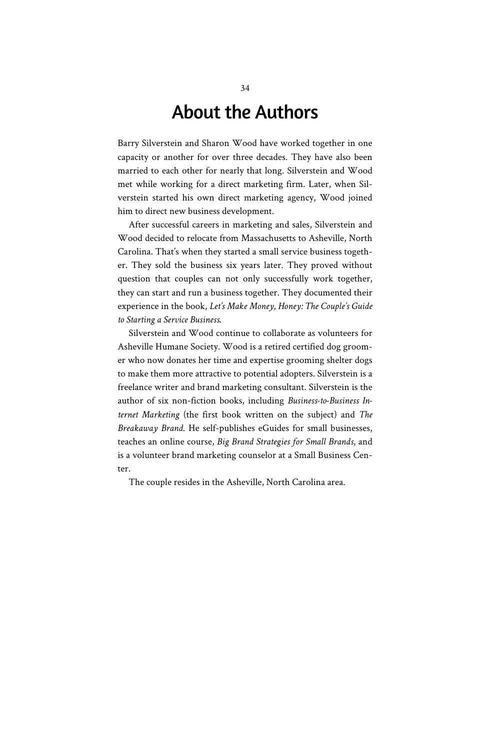# About the Authors

Barry Silverstein and Sharon Wood have worked together in one capacity or another for over three decades. They have also been married to each other for nearly that long. Silverstein and Wood met while working for a direct marketing firm. Later, when Silverstein started his own direct marketing agency, Wood joined him to direct new business development.

After successful careers in marketing and sales, Silverstein and Wood decided to relocate from Massachusetts to Asheville, North Carolina. That's when they started a small service business together. They sold the business six years later. They proved without question that couples can not only successfully work together, they can start and run a business together. They documented their experience in the book, *Let's Make Money, Honey: The Couple's Guide to Starting a Service Business*.

Silverstein and Wood continue to collaborate as volunteers for Asheville Humane Society. Wood is a retired certified dog groomer who now donates her time and expertise grooming shelter dogs to make them more attractive to potential adopters. Silverstein is a freelance writer and brand marketing consultant. Silverstein is the author of six non-fiction books, including *Business-to-Business Internet Marketing* (the first book written on the subject) and *The Breakaway Brand*. He self-publishes eGuides for small businesses, teaches an online course, *Big Brand Strategies for Small Brands*, and is a volunteer brand marketing counselor at a Small Business Center.

The couple resides in the Asheville, North Carolina area.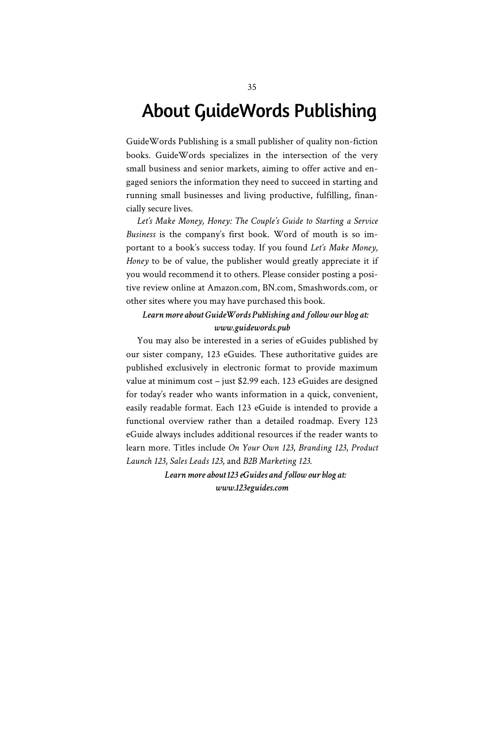# About GuideWords Publishing

GuideWords Publishing is a small publisher of quality non-fiction books. GuideWords specializes in the intersection of the very small business and senior markets, aiming to offer active and engaged seniors the information they need to succeed in starting and running small businesses and living productive, fulfilling, financially secure lives.

*Let's Make Money, Honey: The Couple's Guide to Starting a Service Business* is the company's first book. Word of mouth is so important to a book's success today. If you found *Let's Make Money, Honey* to be of value, the publisher would greatly appreciate it if you would recommend it to others. Please consider posting a positive review online at Amazon.com, BN.com, Smashwords.com, or other sites where you may have purchased this book.

***Learn more about GuideWords Publishing and follow our blog at: www.guidewords.pub***

You may also be interested in a series of eGuides published by our sister company, 123 eGuides. These authoritative guides are published exclusively in electronic format to provide maximum value at minimum cost – just $2.99 each. 123 eGuides are designed for today's reader who wants information in a quick, convenient, easily readable format. Each 123 eGuide is intended to provide a functional overview rather than a detailed roadmap. Every 123 eGuide always includes additional resources if the reader wants to learn more. Titles include *On Your Own 123*, *Branding 123*, *Product Launch 123*, *Sales Leads 123*, and *B2B Marketing 123*.

***Learn more about 123 eGuides and follow our blog at: www.123eguides.com***